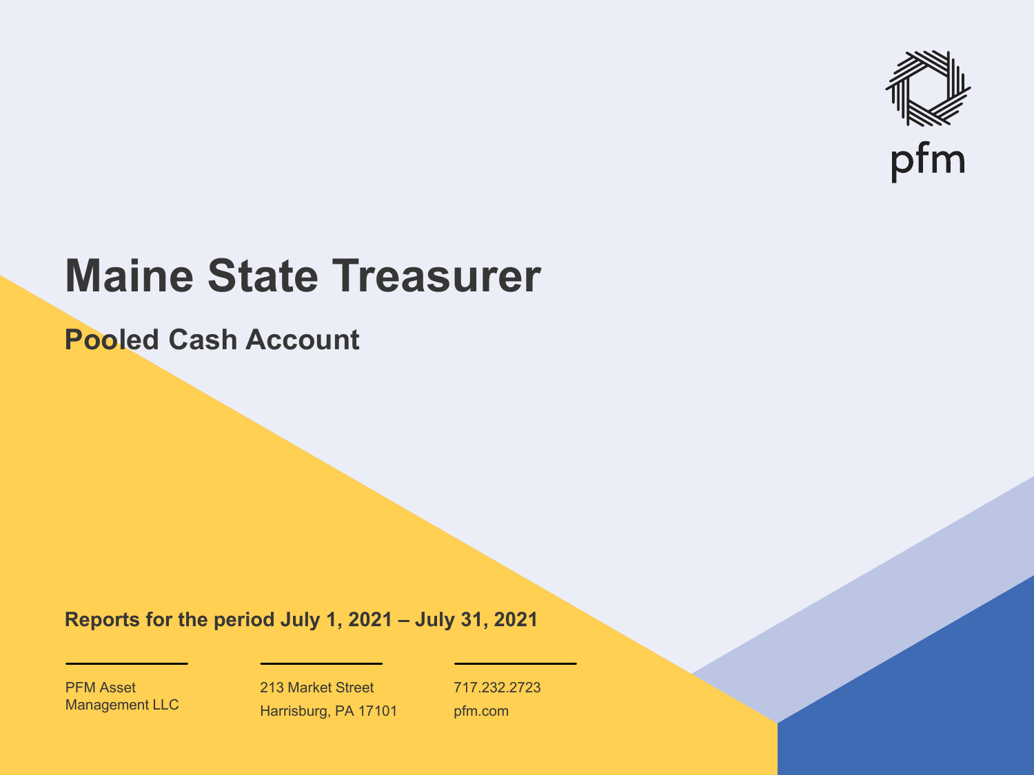pfm

# Maine State Treasurer

## Pooled Cash Account

**Reports for the period July 1, 2021 – July 31, 2021**

PFM Asset Management LLC

213 Market Street
Harrisburg, PA 17101

717.232.2723
pfm.com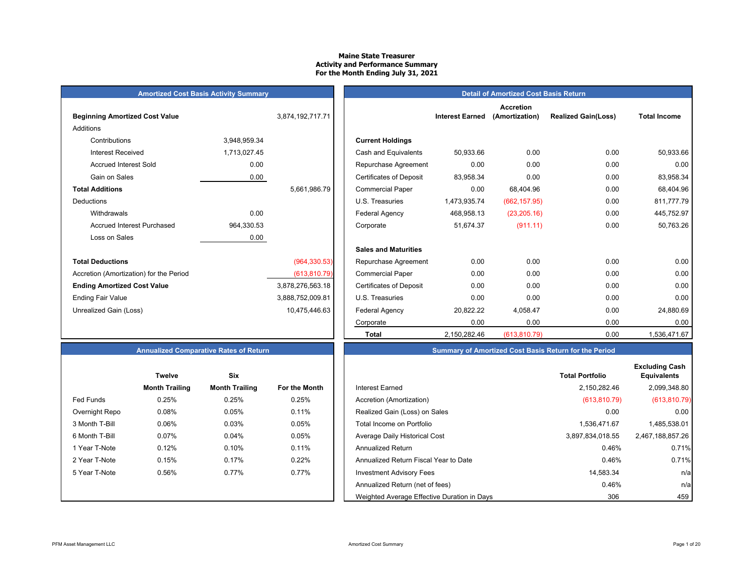**Maine State Treasurer**
**Activity and Performance Summary**
**For the Month Ending July 31, 2021**

## Amortized Cost Basis Activity Summary

| | | |
|---|---|---|
| **Beginning Amortized Cost Value** | | 3,874,192,717.71 |
| Additions | | |
| Contributions | 3,948,959.34 | |
| Interest Received | 1,713,027.45 | |
| Accrued Interest Sold | 0.00 | |
| Gain on Sales | 0.00 | |
| **Total Additions** | | 5,661,986.79 |
| Deductions | | |
| Withdrawals | 0.00 | |
| Accrued Interest Purchased | 964,330.53 | |
| Loss on Sales | 0.00 | |
| **Total Deductions** | | (964,330.53) |
| Accretion (Amortization) for the Period | | (613,810.79) |
| **Ending Amortized Cost Value** | | 3,878,276,563.18 |
| Ending Fair Value | | 3,888,752,009.81 |
| Unrealized Gain (Loss) | | 10,475,446.63 |

## Detail of Amortized Cost Basis Return

| | Interest Earned | Accretion (Amortization) | Realized Gain(Loss) | Total Income |
|---|---|---|---|---|
| **Current Holdings** | | | | |
| Cash and Equivalents | 50,933.66 | 0.00 | 0.00 | 50,933.66 |
| Repurchase Agreement | 0.00 | 0.00 | 0.00 | 0.00 |
| Certificates of Deposit | 83,958.34 | 0.00 | 0.00 | 83,958.34 |
| Commercial Paper | 0.00 | 68,404.96 | 0.00 | 68,404.96 |
| U.S. Treasuries | 1,473,935.74 | (662,157.95) | 0.00 | 811,777.79 |
| Federal Agency | 468,958.13 | (23,205.16) | 0.00 | 445,752.97 |
| Corporate | 51,674.37 | (911.11) | 0.00 | 50,763.26 |
| **Sales and Maturities** | | | | |
| Repurchase Agreement | 0.00 | 0.00 | 0.00 | 0.00 |
| Commercial Paper | 0.00 | 0.00 | 0.00 | 0.00 |
| Certificates of Deposit | 0.00 | 0.00 | 0.00 | 0.00 |
| U.S. Treasuries | 0.00 | 0.00 | 0.00 | 0.00 |
| Federal Agency | 20,822.22 | 4,058.47 | 0.00 | 24,880.69 |
| Corporate | 0.00 | 0.00 | 0.00 | 0.00 |
| **Total** | 2,150,282.46 | (613,810.79) | 0.00 | 1,536,471.67 |

## Annualized Comparative Rates of Return

| | Twelve Month Trailing | Six Month Trailing | For the Month |
|---|---|---|---|
| Fed Funds | 0.25% | 0.25% | 0.25% |
| Overnight Repo | 0.08% | 0.05% | 0.11% |
| 3 Month T-Bill | 0.06% | 0.03% | 0.05% |
| 6 Month T-Bill | 0.07% | 0.04% | 0.05% |
| 1 Year T-Note | 0.12% | 0.10% | 0.11% |
| 2 Year T-Note | 0.15% | 0.17% | 0.22% |
| 5 Year T-Note | 0.56% | 0.77% | 0.77% |

## Summary of Amortized Cost Basis Return for the Period

| | Total Portfolio | Excluding Cash Equivalents |
|---|---|---|
| Interest Earned | 2,150,282.46 | 2,099,348.80 |
| Accretion (Amortization) | (613,810.79) | (613,810.79) |
| Realized Gain (Loss) on Sales | 0.00 | 0.00 |
| Total Income on Portfolio | 1,536,471.67 | 1,485,538.01 |
| Average Daily Historical Cost | 3,897,834,018.55 | 2,467,188,857.26 |
| Annualized Return | 0.46% | 0.71% |
| Annualized Return Fiscal Year to Date | 0.46% | 0.71% |
| Investment Advisory Fees | 14,583.34 | n/a |
| Annualized Return (net of fees) | 0.46% | n/a |
| Weighted Average Effective Duration in Days | 306 | 459 |

PFM Asset Management LLC — Amortized Cost Summary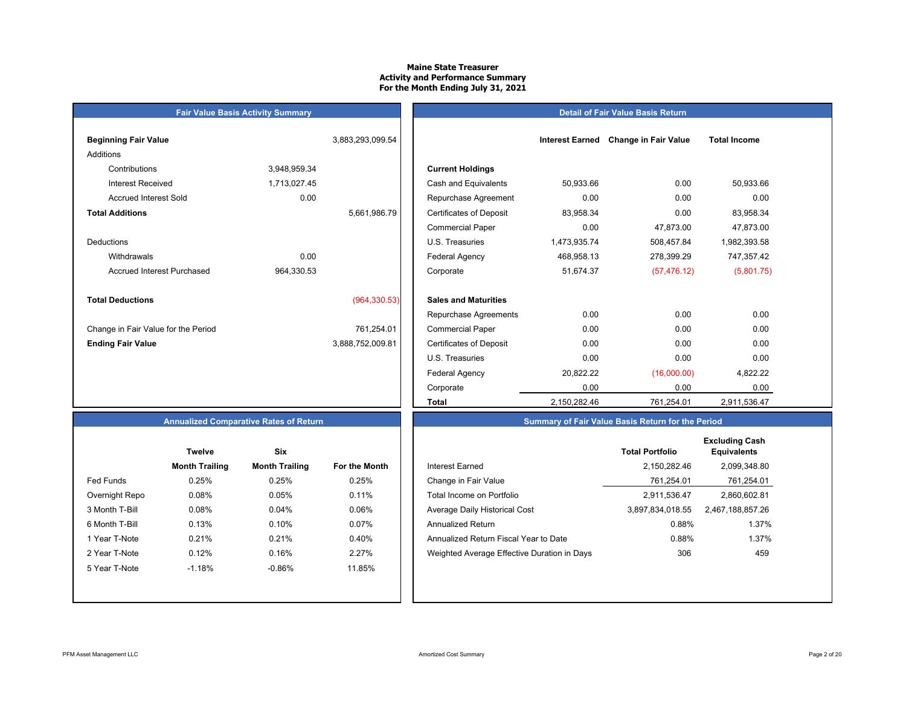# Maine State Treasurer
## Activity and Performance Summary
## For the Month Ending July 31, 2021

### Fair Value Basis Activity Summary

| | | |
|---|---|---|
| **Beginning Fair Value** | | 3,883,293,099.54 |
| Additions | | |
| Contributions | 3,948,959.34 | |
| Interest Received | 1,713,027.45 | |
| Accrued Interest Sold | 0.00 | |
| **Total Additions** | | 5,661,986.79 |
| Deductions | | |
| Withdrawals | 0.00 | |
| Accrued Interest Purchased | 964,330.53 | |
| **Total Deductions** | | (964,330.53) |
| Change in Fair Value for the Period | | 761,254.01 |
| **Ending Fair Value** | | 3,888,752,009.81 |

### Detail of Fair Value Basis Return

| | Interest Earned | Change in Fair Value | Total Income |
|---|---|---|---|
| **Current Holdings** | | | |
| Cash and Equivalents | 50,933.66 | 0.00 | 50,933.66 |
| Repurchase Agreement | 0.00 | 0.00 | 0.00 |
| Certificates of Deposit | 83,958.34 | 0.00 | 83,958.34 |
| Commercial Paper | 0.00 | 47,873.00 | 47,873.00 |
| U.S. Treasuries | 1,473,935.74 | 508,457.84 | 1,982,393.58 |
| Federal Agency | 468,958.13 | 278,399.29 | 747,357.42 |
| Corporate | 51,674.37 | (57,476.12) | (5,801.75) |
| **Sales and Maturities** | | | |
| Repurchase Agreements | 0.00 | 0.00 | 0.00 |
| Commercial Paper | 0.00 | 0.00 | 0.00 |
| Certificates of Deposit | 0.00 | 0.00 | 0.00 |
| U.S. Treasuries | 0.00 | 0.00 | 0.00 |
| Federal Agency | 20,822.22 | (16,000.00) | 4,822.22 |
| Corporate | 0.00 | 0.00 | 0.00 |
| **Total** | 2,150,282.46 | 761,254.01 | 2,911,536.47 |

### Annualized Comparative Rates of Return

| | Twelve Month Trailing | Six Month Trailing | For the Month |
|---|---|---|---|
| Fed Funds | 0.25% | 0.25% | 0.25% |
| Overnight Repo | 0.08% | 0.05% | 0.11% |
| 3 Month T-Bill | 0.08% | 0.04% | 0.06% |
| 6 Month T-Bill | 0.13% | 0.10% | 0.07% |
| 1 Year T-Note | 0.21% | 0.21% | 0.40% |
| 2 Year T-Note | 0.12% | 0.16% | 2.27% |
| 5 Year T-Note | -1.18% | -0.86% | 11.85% |

### Summary of Fair Value Basis Return for the Period

| | Total Portfolio | Excluding Cash Equivalents |
|---|---|---|
| Interest Earned | 2,150,282.46 | 2,099,348.80 |
| Change in Fair Value | 761,254.01 | 761,254.01 |
| Total Income on Portfolio | 2,911,536.47 | 2,860,602.81 |
| Average Daily Historical Cost | 3,897,834,018.55 | 2,467,188,857.26 |
| Annualized Return | 0.88% | 1.37% |
| Annualized Return Fiscal Year to Date | 0.88% | 1.37% |
| Weighted Average Effective Duration in Days | 306 | 459 |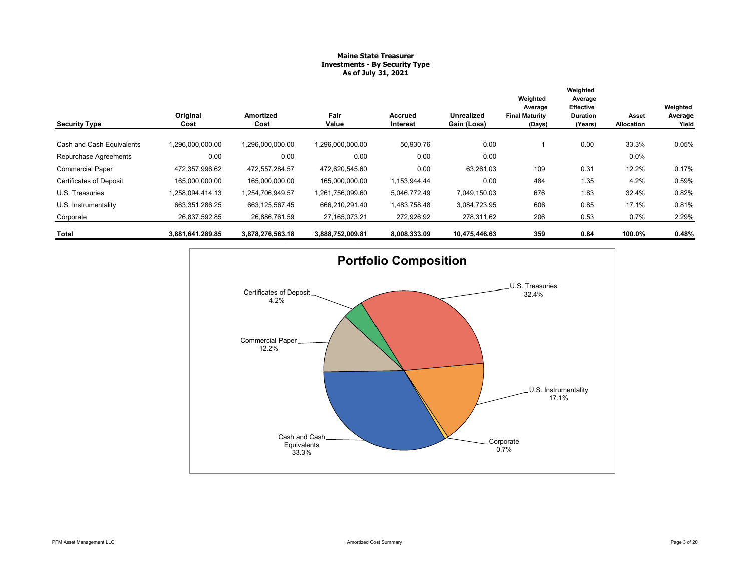**Maine State Treasurer**
**Investments - By Security Type**
**As of July 31, 2021**

| Security Type | Original Cost | Amortized Cost | Fair Value | Accrued Interest | Unrealized Gain (Loss) | Weighted Average Final Maturity (Days) | Weighted Average Effective Duration (Years) | Asset Allocation | Weighted Average Yield |
|---|---|---|---|---|---|---|---|---|---|
| Cash and Cash Equivalents | 1,296,000,000.00 | 1,296,000,000.00 | 1,296,000,000.00 | 50,930.76 | 0.00 | 1 | 0.00 | 33.3% | 0.05% |
| Repurchase Agreements | 0.00 | 0.00 | 0.00 | 0.00 | 0.00 | | | 0.0% | |
| Commercial Paper | 472,357,996.62 | 472,557,284.57 | 472,620,545.60 | 0.00 | 63,261.03 | 109 | 0.31 | 12.2% | 0.17% |
| Certificates of Deposit | 165,000,000.00 | 165,000,000.00 | 165,000,000.00 | 1,153,944.44 | 0.00 | 484 | 1.35 | 4.2% | 0.59% |
| U.S. Treasuries | 1,258,094,414.13 | 1,254,706,949.57 | 1,261,756,099.60 | 5,046,772.49 | 7,049,150.03 | 676 | 1.83 | 32.4% | 0.82% |
| U.S. Instrumentality | 663,351,286.25 | 663,125,567.45 | 666,210,291.40 | 1,483,758.48 | 3,084,723.95 | 606 | 0.85 | 17.1% | 0.81% |
| Corporate | 26,837,592.85 | 26,886,761.59 | 27,165,073.21 | 272,926.92 | 278,311.62 | 206 | 0.53 | 0.7% | 2.29% |
| **Total** | **3,881,641,289.85** | **3,878,276,563.18** | **3,888,752,009.81** | **8,008,333.09** | **10,475,446.63** | **359** | **0.84** | **100.0%** | **0.48%** |

## Portfolio Composition

- Cash and Cash Equivalents 33.3%
- U.S. Treasuries 32.4%
- U.S. Instrumentality 17.1%
- Commercial Paper 12.2%
- Certificates of Deposit 4.2%
- Corporate 0.7%

PFM Asset Management LLC

Amortized Cost Summary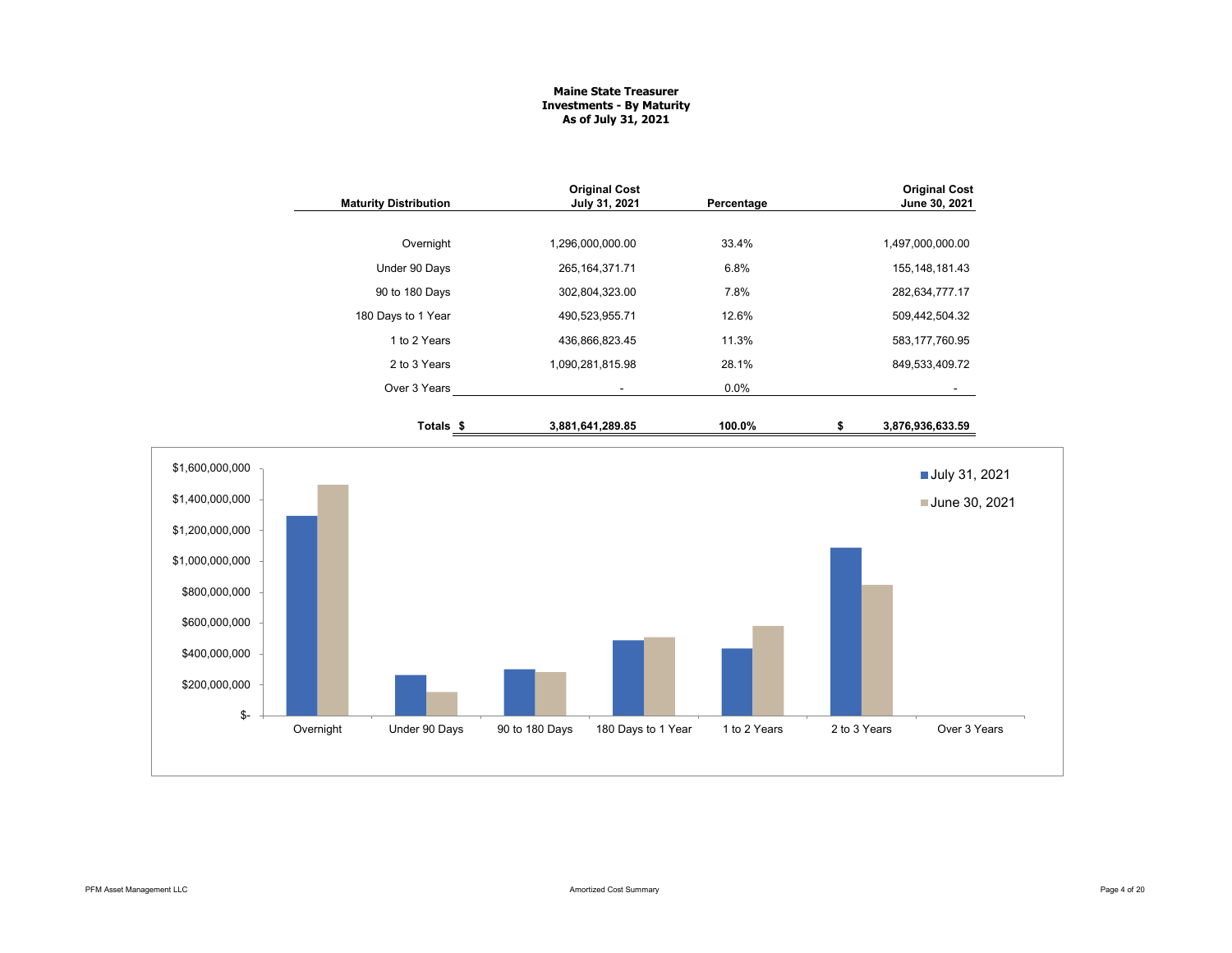# Maine State Treasurer
## Investments - By Maturity
### As of July 31, 2021

| Maturity Distribution | Original Cost July 31, 2021 | Percentage | Original Cost June 30, 2021 |
|---|---|---|---|
| Overnight | 1,296,000,000.00 | 33.4% | 1,497,000,000.00 |
| Under 90 Days | 265,164,371.71 | 6.8% | 155,148,181.43 |
| 90 to 180 Days | 302,804,323.00 | 7.8% | 282,634,777.17 |
| 180 Days to 1 Year | 490,523,955.71 | 12.6% | 509,442,504.32 |
| 1 to 2 Years | 436,866,823.45 | 11.3% | 583,177,760.95 |
| 2 to 3 Years | 1,090,281,815.98 | 28.1% | 849,533,409.72 |
| Over 3 Years | - | 0.0% | - |
| **Totals** | **$ 3,881,641,289.85** | **100.0%** | **$ 3,876,936,633.59** |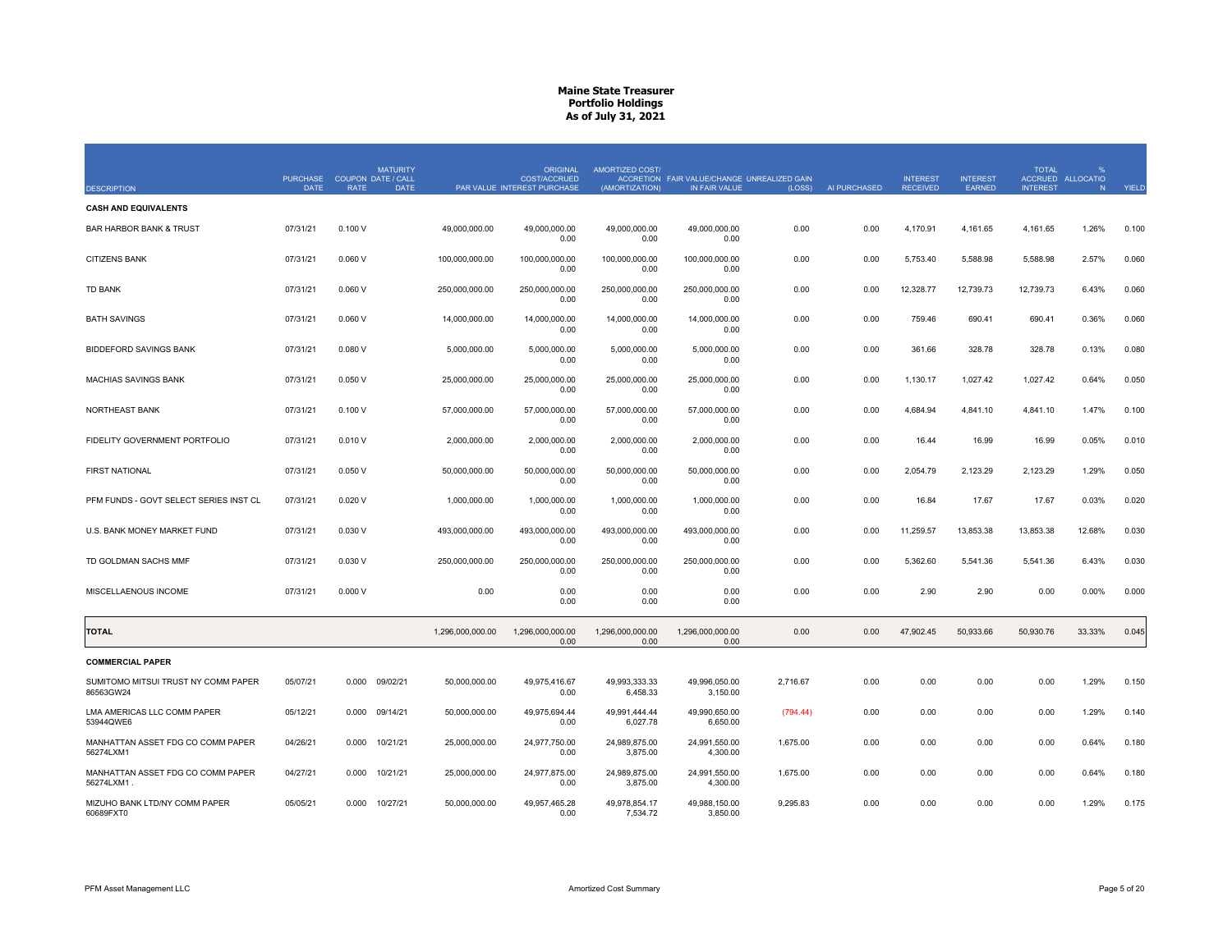# Maine State Treasurer
## Portfolio Holdings
### As of July 31, 2021

| DESCRIPTION | PURCHASE DATE | COUPON RATE | MATURITY DATE / CALL DATE | PAR VALUE | ORIGINAL COST/ACCRUED INTEREST PURCHASE | AMORTIZED COST/ ACCRETION (AMORTIZATION) | FAIR VALUE/CHANGE IN FAIR VALUE | UNREALIZED GAIN (LOSS) | AI PURCHASED | INTEREST RECEIVED | INTEREST EARNED | TOTAL ACCRUED INTEREST | % ALLOCATION | YIELD |
|---|---|---|---|---|---|---|---|---|---|---|---|---|---|---|
| **CASH AND EQUIVALENTS** | | | | | | | | | | | | | | |
| BAR HARBOR BANK & TRUST | 07/31/21 | 0.100 V | | 49,000,000.00 | 49,000,000.00<br>0.00 | 49,000,000.00<br>0.00 | 49,000,000.00<br>0.00 | 0.00 | 0.00 | 4,170.91 | 4,161.65 | 4,161.65 | 1.26% | 0.100 |
| CITIZENS BANK | 07/31/21 | 0.060 V | | 100,000,000.00 | 100,000,000.00<br>0.00 | 100,000,000.00<br>0.00 | 100,000,000.00<br>0.00 | 0.00 | 0.00 | 5,753.40 | 5,588.98 | 5,588.98 | 2.57% | 0.060 |
| TD BANK | 07/31/21 | 0.060 V | | 250,000,000.00 | 250,000,000.00<br>0.00 | 250,000,000.00<br>0.00 | 250,000,000.00<br>0.00 | 0.00 | 0.00 | 12,328.77 | 12,739.73 | 12,739.73 | 6.43% | 0.060 |
| BATH SAVINGS | 07/31/21 | 0.060 V | | 14,000,000.00 | 14,000,000.00<br>0.00 | 14,000,000.00<br>0.00 | 14,000,000.00<br>0.00 | 0.00 | 0.00 | 759.46 | 690.41 | 690.41 | 0.36% | 0.060 |
| BIDDEFORD SAVINGS BANK | 07/31/21 | 0.080 V | | 5,000,000.00 | 5,000,000.00<br>0.00 | 5,000,000.00<br>0.00 | 5,000,000.00<br>0.00 | 0.00 | 0.00 | 361.66 | 328.78 | 328.78 | 0.13% | 0.080 |
| MACHIAS SAVINGS BANK | 07/31/21 | 0.050 V | | 25,000,000.00 | 25,000,000.00<br>0.00 | 25,000,000.00<br>0.00 | 25,000,000.00<br>0.00 | 0.00 | 0.00 | 1,130.17 | 1,027.42 | 1,027.42 | 0.64% | 0.050 |
| NORTHEAST BANK | 07/31/21 | 0.100 V | | 57,000,000.00 | 57,000,000.00<br>0.00 | 57,000,000.00<br>0.00 | 57,000,000.00<br>0.00 | 0.00 | 0.00 | 4,684.94 | 4,841.10 | 4,841.10 | 1.47% | 0.100 |
| FIDELITY GOVERNMENT PORTFOLIO | 07/31/21 | 0.010 V | | 2,000,000.00 | 2,000,000.00<br>0.00 | 2,000,000.00<br>0.00 | 2,000,000.00<br>0.00 | 0.00 | 0.00 | 16.44 | 16.99 | 16.99 | 0.05% | 0.010 |
| FIRST NATIONAL | 07/31/21 | 0.050 V | | 50,000,000.00 | 50,000,000.00<br>0.00 | 50,000,000.00<br>0.00 | 50,000,000.00<br>0.00 | 0.00 | 0.00 | 2,054.79 | 2,123.29 | 2,123.29 | 1.29% | 0.050 |
| PFM FUNDS - GOVT SELECT SERIES INST CL | 07/31/21 | 0.020 V | | 1,000,000.00 | 1,000,000.00<br>0.00 | 1,000,000.00<br>0.00 | 1,000,000.00<br>0.00 | 0.00 | 0.00 | 16.84 | 17.67 | 17.67 | 0.03% | 0.020 |
| U.S. BANK MONEY MARKET FUND | 07/31/21 | 0.030 V | | 493,000,000.00 | 493,000,000.00<br>0.00 | 493,000,000.00<br>0.00 | 493,000,000.00<br>0.00 | 0.00 | 0.00 | 11,259.57 | 13,853.38 | 13,853.38 | 12.68% | 0.030 |
| TD GOLDMAN SACHS MMF | 07/31/21 | 0.030 V | | 250,000,000.00 | 250,000,000.00<br>0.00 | 250,000,000.00<br>0.00 | 250,000,000.00<br>0.00 | 0.00 | 0.00 | 5,362.60 | 5,541.36 | 5,541.36 | 6.43% | 0.030 |
| MISCELLANEOUS INCOME | 07/31/21 | 0.000 V | | 0.00 | 0.00<br>0.00 | 0.00<br>0.00 | 0.00<br>0.00 | 0.00 | 0.00 | 2.90 | 2.90 | 0.00 | 0.00% | 0.000 |
| **TOTAL** | | | | 1,296,000,000.00 | 1,296,000,000.00<br>0.00 | 1,296,000,000.00<br>0.00 | 1,296,000,000.00<br>0.00 | 0.00 | 0.00 | 47,902.45 | 50,933.66 | 50,930.76 | 33.33% | 0.045 |
| **COMMERCIAL PAPER** | | | | | | | | | | | | | | |
| SUMITOMO MITSUI TRUST NY COMM PAPER<br>86563GW24 | 05/07/21 | 0.000 | 09/02/21 | 50,000,000.00 | 49,975,416.67<br>0.00 | 49,993,333.33<br>6,458.33 | 49,996,050.00<br>3,150.00 | 2,716.67 | 0.00 | 0.00 | 0.00 | 0.00 | 1.29% | 0.150 |
| LMA AMERICAS LLC COMM PAPER<br>53944QWE6 | 05/12/21 | 0.000 | 09/14/21 | 50,000,000.00 | 49,975,694.44<br>0.00 | 49,991,444.44<br>6,027.78 | 49,990,650.00<br>6,650.00 | (794.44) | 0.00 | 0.00 | 0.00 | 0.00 | 1.29% | 0.140 |
| MANHATTAN ASSET FDG CO COMM PAPER<br>56274LXM1 | 04/26/21 | 0.000 | 10/21/21 | 25,000,000.00 | 24,977,750.00<br>0.00 | 24,989,875.00<br>3,875.00 | 24,991,550.00<br>4,300.00 | 1,675.00 | 0.00 | 0.00 | 0.00 | 0.00 | 0.64% | 0.180 |
| MANHATTAN ASSET FDG CO COMM PAPER<br>56274LXM1 . | 04/27/21 | 0.000 | 10/21/21 | 25,000,000.00 | 24,977,875.00<br>0.00 | 24,989,875.00<br>3,875.00 | 24,991,550.00<br>4,300.00 | 1,675.00 | 0.00 | 0.00 | 0.00 | 0.00 | 0.64% | 0.180 |
| MIZUHO BANK LTD/NY COMM PAPER<br>60689FXT0 | 05/05/21 | 0.000 | 10/27/21 | 50,000,000.00 | 49,957,465.28<br>0.00 | 49,978,854.17<br>7,534.72 | 49,988,150.00<br>3,850.00 | 9,295.83 | 0.00 | 0.00 | 0.00 | 0.00 | 1.29% | 0.175 |

PFM Asset Management LLC — Amortized Cost Summary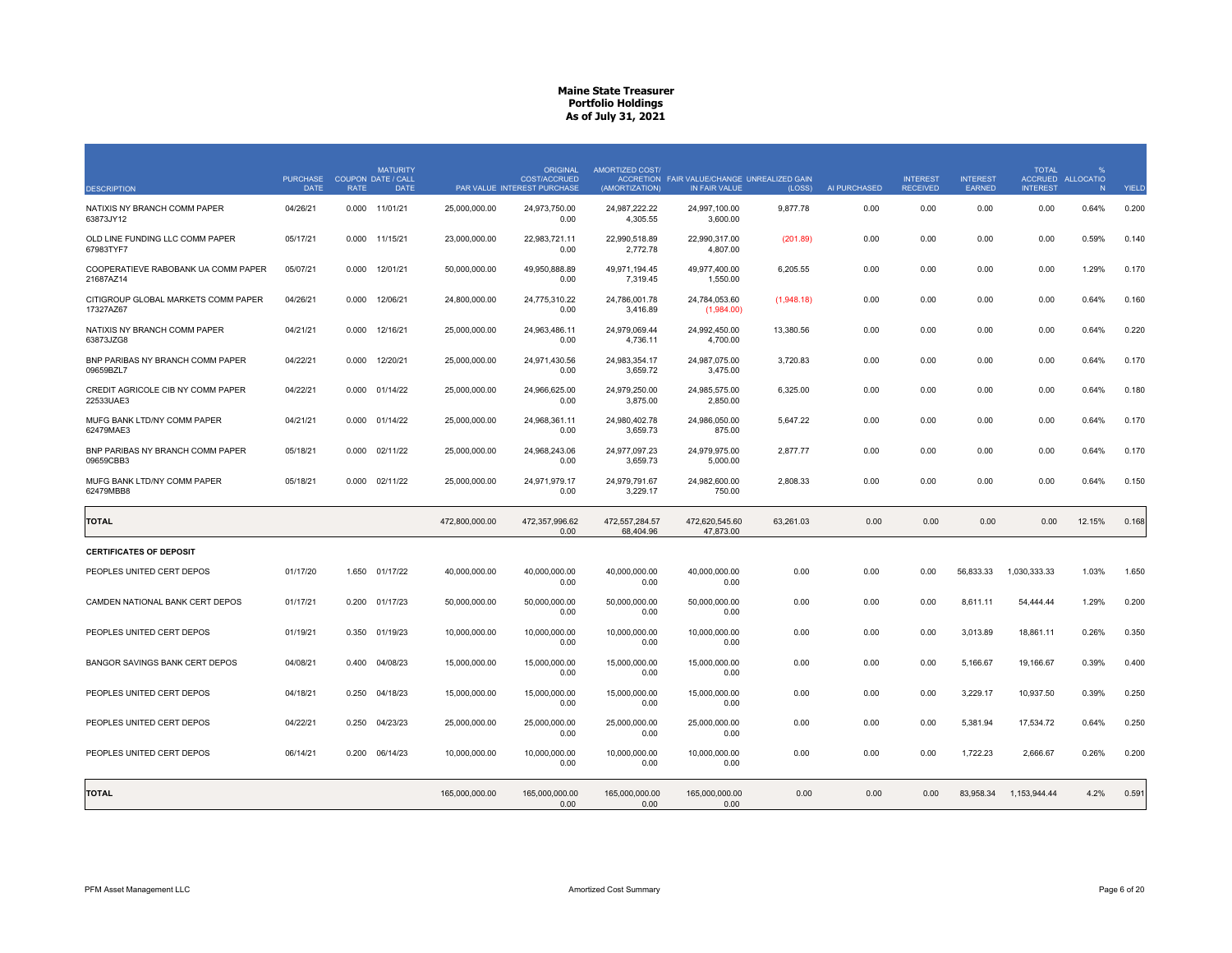# Maine State Treasurer
## Portfolio Holdings
### As of July 31, 2021

| DESCRIPTION | PURCHASE DATE | COUPON RATE | MATURITY DATE / CALL DATE | PAR VALUE | ORIGINAL COST/ACCRUED INTEREST PURCHASE | AMORTIZED COST/ ACCRETION (AMORTIZATION) | FAIR VALUE/CHANGE IN FAIR VALUE | UNREALIZED GAIN (LOSS) | AI PURCHASED | INTEREST RECEIVED | INTEREST EARNED | TOTAL ACCRUED INTEREST | % ALLOCATION | YIELD |
|---|---|---|---|---|---|---|---|---|---|---|---|---|---|---|
| NATIXIS NY BRANCH COMM PAPER 63873JY12 | 04/26/21 | 0.000 | 11/01/21 | 25,000,000.00 | 24,973,750.00 0.00 | 24,987,222.22 4,305.55 | 24,997,100.00 3,600.00 | 9,877.78 | 0.00 | 0.00 | 0.00 | 0.00 | 0.64% | 0.200 |
| OLD LINE FUNDING LLC COMM PAPER 67983TYF7 | 05/17/21 | 0.000 | 11/15/21 | 23,000,000.00 | 22,983,721.11 0.00 | 22,990,518.89 2,772.78 | 22,990,317.00 4,807.00 | (201.89) | 0.00 | 0.00 | 0.00 | 0.00 | 0.59% | 0.140 |
| COOPERATIEVE RABOBANK UA COMM PAPER 21687AZ14 | 05/07/21 | 0.000 | 12/01/21 | 50,000,000.00 | 49,950,888.89 0.00 | 49,971,194.45 7,319.45 | 49,977,400.00 1,550.00 | 6,205.55 | 0.00 | 0.00 | 0.00 | 0.00 | 1.29% | 0.170 |
| CITIGROUP GLOBAL MARKETS COMM PAPER 17327AZ67 | 04/26/21 | 0.000 | 12/06/21 | 24,800,000.00 | 24,775,310.22 0.00 | 24,786,001.78 3,416.89 | 24,784,053.60 (1,984.00) | (1,948.18) | 0.00 | 0.00 | 0.00 | 0.00 | 0.64% | 0.160 |
| NATIXIS NY BRANCH COMM PAPER 63873JZG8 | 04/21/21 | 0.000 | 12/16/21 | 25,000,000.00 | 24,963,486.11 0.00 | 24,979,069.44 4,736.11 | 24,992,450.00 4,700.00 | 13,380.56 | 0.00 | 0.00 | 0.00 | 0.00 | 0.64% | 0.220 |
| BNP PARIBAS NY BRANCH COMM PAPER 09659BZL7 | 04/22/21 | 0.000 | 12/20/21 | 25,000,000.00 | 24,971,430.56 0.00 | 24,983,354.17 3,659.72 | 24,987,075.00 3,475.00 | 3,720.83 | 0.00 | 0.00 | 0.00 | 0.00 | 0.64% | 0.170 |
| CREDIT AGRICOLE CIB NY COMM PAPER 22533UAE3 | 04/22/21 | 0.000 | 01/14/22 | 25,000,000.00 | 24,966,625.00 0.00 | 24,979,250.00 3,875.00 | 24,985,575.00 2,850.00 | 6,325.00 | 0.00 | 0.00 | 0.00 | 0.00 | 0.64% | 0.180 |
| MUFG BANK LTD/NY COMM PAPER 62479MAE3 | 04/21/21 | 0.000 | 01/14/22 | 25,000,000.00 | 24,968,361.11 0.00 | 24,980,402.78 3,659.73 | 24,986,050.00 875.00 | 5,647.22 | 0.00 | 0.00 | 0.00 | 0.00 | 0.64% | 0.170 |
| BNP PARIBAS NY BRANCH COMM PAPER 09659CBB3 | 05/18/21 | 0.000 | 02/11/22 | 25,000,000.00 | 24,968,243.06 0.00 | 24,977,097.23 3,659.73 | 24,979,975.00 5,000.00 | 2,877.77 | 0.00 | 0.00 | 0.00 | 0.00 | 0.64% | 0.170 |
| MUFG BANK LTD/NY COMM PAPER 62479MBB8 | 05/18/21 | 0.000 | 02/11/22 | 25,000,000.00 | 24,971,979.17 0.00 | 24,979,791.67 3,229.17 | 24,982,600.00 750.00 | 2,808.33 | 0.00 | 0.00 | 0.00 | 0.00 | 0.64% | 0.150 |
| **TOTAL** | | | | 472,800,000.00 | 472,357,996.62 0.00 | 472,557,284.57 68,404.96 | 472,620,545.60 47,873.00 | 63,261.03 | 0.00 | 0.00 | 0.00 | 0.00 | 12.15% | 0.168 |
| **CERTIFICATES OF DEPOSIT** | | | | | | | | | | | | | | |
| PEOPLES UNITED CERT DEPOS | 01/17/20 | 1.650 | 01/17/22 | 40,000,000.00 | 40,000,000.00 0.00 | 40,000,000.00 0.00 | 40,000,000.00 0.00 | 0.00 | 0.00 | 0.00 | 56,833.33 | 1,030,333.33 | 1.03% | 1.650 |
| CAMDEN NATIONAL BANK CERT DEPOS | 01/17/21 | 0.200 | 01/17/23 | 50,000,000.00 | 50,000,000.00 0.00 | 50,000,000.00 0.00 | 50,000,000.00 0.00 | 0.00 | 0.00 | 0.00 | 8,611.11 | 54,444.44 | 1.29% | 0.200 |
| PEOPLES UNITED CERT DEPOS | 01/19/21 | 0.350 | 01/19/23 | 10,000,000.00 | 10,000,000.00 0.00 | 10,000,000.00 0.00 | 10,000,000.00 0.00 | 0.00 | 0.00 | 0.00 | 3,013.89 | 18,861.11 | 0.26% | 0.350 |
| BANGOR SAVINGS BANK CERT DEPOS | 04/08/21 | 0.400 | 04/08/23 | 15,000,000.00 | 15,000,000.00 0.00 | 15,000,000.00 0.00 | 15,000,000.00 0.00 | 0.00 | 0.00 | 0.00 | 5,166.67 | 19,166.67 | 0.39% | 0.400 |
| PEOPLES UNITED CERT DEPOS | 04/18/21 | 0.250 | 04/18/23 | 15,000,000.00 | 15,000,000.00 0.00 | 15,000,000.00 0.00 | 15,000,000.00 0.00 | 0.00 | 0.00 | 0.00 | 3,229.17 | 10,937.50 | 0.39% | 0.250 |
| PEOPLES UNITED CERT DEPOS | 04/22/21 | 0.250 | 04/23/23 | 25,000,000.00 | 25,000,000.00 0.00 | 25,000,000.00 0.00 | 25,000,000.00 0.00 | 0.00 | 0.00 | 0.00 | 5,381.94 | 17,534.72 | 0.64% | 0.250 |
| PEOPLES UNITED CERT DEPOS | 06/14/21 | 0.200 | 06/14/23 | 10,000,000.00 | 10,000,000.00 0.00 | 10,000,000.00 0.00 | 10,000,000.00 0.00 | 0.00 | 0.00 | 0.00 | 1,722.23 | 2,666.67 | 0.26% | 0.200 |
| **TOTAL** | | | | 165,000,000.00 | 165,000,000.00 0.00 | 165,000,000.00 0.00 | 165,000,000.00 0.00 | 0.00 | 0.00 | 0.00 | 83,958.34 | 1,153,944.44 | 4.2% | 0.591 |

PFM Asset Management LLC

Amortized Cost Summary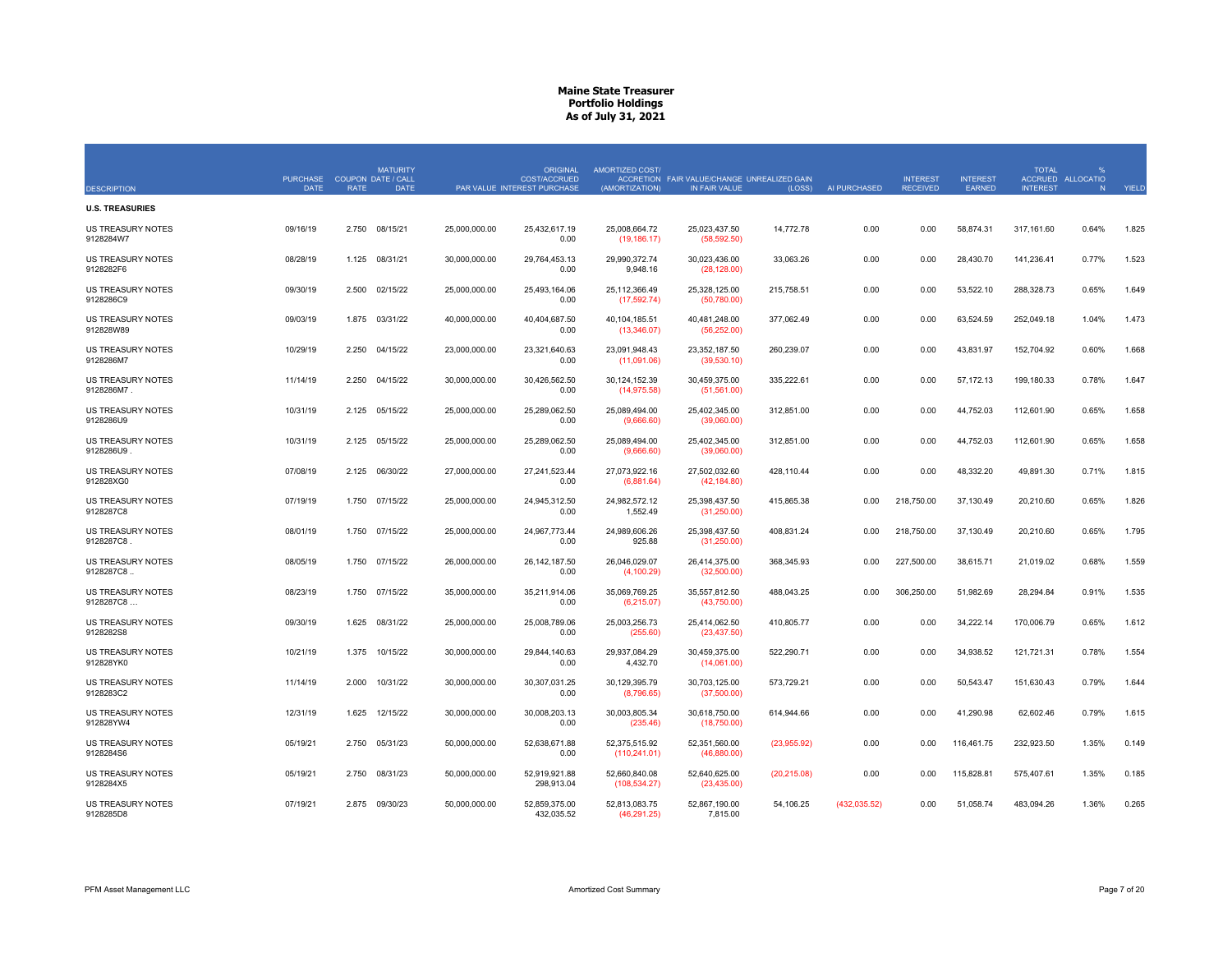# Maine State Treasurer
## Portfolio Holdings
### As of July 31, 2021

| DESCRIPTION | PURCHASE DATE | COUPON RATE | MATURITY DATE / CALL DATE | PAR VALUE | ORIGINAL COST/ACCRUED INTEREST PURCHASE | AMORTIZED COST/ ACCRETION (AMORTIZATION) | FAIR VALUE/CHANGE IN FAIR VALUE | UNREALIZED GAIN (LOSS) | AI PURCHASED | INTEREST RECEIVED | INTEREST EARNED | TOTAL ACCRUED INTEREST | % ALLOCATION | YIELD |
|---|---|---|---|---|---|---|---|---|---|---|---|---|---|---|
| **U.S. TREASURIES** | | | | | | | | | | | | | | |
| US TREASURY NOTES 9128284W7 | 09/16/19 | 2.750 | 08/15/21 | 25,000,000.00 | 25,432,617.19<br>0.00 | 25,008,664.72<br>(19,186.17) | 25,023,437.50<br>(58,592.50) | 14,772.78 | 0.00 | 0.00 | 58,874.31 | 317,161.60 | 0.64% | 1.825 |
| US TREASURY NOTES 9128282F6 | 08/28/19 | 1.125 | 08/31/21 | 30,000,000.00 | 29,764,453.13<br>0.00 | 29,990,372.74<br>9,948.16 | 30,023,436.00<br>(28,128.00) | 33,063.26 | 0.00 | 0.00 | 28,430.70 | 141,236.41 | 0.77% | 1.523 |
| US TREASURY NOTES 9128286C9 | 09/30/19 | 2.500 | 02/15/22 | 25,000,000.00 | 25,493,164.06<br>0.00 | 25,112,366.49<br>(17,592.74) | 25,328,125.00<br>(50,780.00) | 215,758.51 | 0.00 | 0.00 | 53,522.10 | 288,328.73 | 0.65% | 1.649 |
| US TREASURY NOTES 912828W89 | 09/03/19 | 1.875 | 03/31/22 | 40,000,000.00 | 40,404,687.50<br>0.00 | 40,104,185.51<br>(13,346.07) | 40,481,248.00<br>(56,252.00) | 377,062.49 | 0.00 | 0.00 | 63,524.59 | 252,049.18 | 1.04% | 1.473 |
| US TREASURY NOTES 9128286M7 | 10/29/19 | 2.250 | 04/15/22 | 23,000,000.00 | 23,321,640.63<br>0.00 | 23,091,948.43<br>(11,091.06) | 23,352,187.50<br>(39,530.10) | 260,239.07 | 0.00 | 0.00 | 43,831.97 | 152,704.92 | 0.60% | 1.668 |
| US TREASURY NOTES 9128286M7 . | 11/14/19 | 2.250 | 04/15/22 | 30,000,000.00 | 30,426,562.50<br>0.00 | 30,124,152.39<br>(14,975.58) | 30,459,375.00<br>(51,561.00) | 335,222.61 | 0.00 | 0.00 | 57,172.13 | 199,180.33 | 0.78% | 1.647 |
| US TREASURY NOTES 9128286U9 | 10/31/19 | 2.125 | 05/15/22 | 25,000,000.00 | 25,289,062.50<br>0.00 | 25,089,494.00<br>(9,666.60) | 25,402,345.00<br>(39,060.00) | 312,851.00 | 0.00 | 0.00 | 44,752.03 | 112,601.90 | 0.65% | 1.658 |
| US TREASURY NOTES 9128286U9 . | 10/31/19 | 2.125 | 05/15/22 | 25,000,000.00 | 25,289,062.50<br>0.00 | 25,089,494.00<br>(9,666.60) | 25,402,345.00<br>(39,060.00) | 312,851.00 | 0.00 | 0.00 | 44,752.03 | 112,601.90 | 0.65% | 1.658 |
| US TREASURY NOTES 912828XG0 | 07/08/19 | 2.125 | 06/30/22 | 27,000,000.00 | 27,241,523.44<br>0.00 | 27,073,922.16<br>(6,881.64) | 27,502,032.60<br>(42,184.80) | 428,110.44 | 0.00 | 0.00 | 48,332.20 | 49,891.30 | 0.71% | 1.815 |
| US TREASURY NOTES 9128287C8 | 07/19/19 | 1.750 | 07/15/22 | 25,000,000.00 | 24,945,312.50<br>0.00 | 24,982,572.12<br>1,552.49 | 25,398,437.50<br>(31,250.00) | 415,865.38 | 0.00 | 218,750.00 | 37,130.49 | 20,210.60 | 0.65% | 1.826 |
| US TREASURY NOTES 9128287C8 . | 08/01/19 | 1.750 | 07/15/22 | 25,000,000.00 | 24,967,773.44<br>0.00 | 24,989,606.26<br>925.88 | 25,398,437.50<br>(31,250.00) | 408,831.24 | 0.00 | 218,750.00 | 37,130.49 | 20,210.60 | 0.65% | 1.795 |
| US TREASURY NOTES 9128287C8 .. | 08/05/19 | 1.750 | 07/15/22 | 26,000,000.00 | 26,142,187.50<br>0.00 | 26,046,029.07<br>(4,100.29) | 26,414,375.00<br>(32,500.00) | 368,345.93 | 0.00 | 227,500.00 | 38,615.71 | 21,019.02 | 0.68% | 1.559 |
| US TREASURY NOTES 9128287C8 … | 08/23/19 | 1.750 | 07/15/22 | 35,000,000.00 | 35,211,914.06<br>0.00 | 35,069,769.25<br>(6,215.07) | 35,557,812.50<br>(43,750.00) | 488,043.25 | 0.00 | 306,250.00 | 51,982.69 | 28,294.84 | 0.91% | 1.535 |
| US TREASURY NOTES 9128282S8 | 09/30/19 | 1.625 | 08/31/22 | 25,000,000.00 | 25,008,789.06<br>0.00 | 25,003,256.73<br>(255.60) | 25,414,062.50<br>(23,437.50) | 410,805.77 | 0.00 | 0.00 | 34,222.14 | 170,006.79 | 0.65% | 1.612 |
| US TREASURY NOTES 912828YK0 | 10/21/19 | 1.375 | 10/15/22 | 30,000,000.00 | 29,844,140.63<br>0.00 | 29,937,084.29<br>4,432.70 | 30,459,375.00<br>(14,061.00) | 522,290.71 | 0.00 | 0.00 | 34,938.52 | 121,721.31 | 0.78% | 1.554 |
| US TREASURY NOTES 9128283C2 | 11/14/19 | 2.000 | 10/31/22 | 30,000,000.00 | 30,307,031.25<br>0.00 | 30,129,395.79<br>(8,796.65) | 30,703,125.00<br>(37,500.00) | 573,729.21 | 0.00 | 0.00 | 50,543.47 | 151,630.43 | 0.79% | 1.644 |
| US TREASURY NOTES 912828YW4 | 12/31/19 | 1.625 | 12/15/22 | 30,000,000.00 | 30,008,203.13<br>0.00 | 30,003,805.34<br>(235.46) | 30,618,750.00<br>(18,750.00) | 614,944.66 | 0.00 | 0.00 | 41,290.98 | 62,602.46 | 0.79% | 1.615 |
| US TREASURY NOTES 9128284S6 | 05/19/21 | 2.750 | 05/31/23 | 50,000,000.00 | 52,638,671.88<br>0.00 | 52,375,515.92<br>(110,241.01) | 52,351,560.00<br>(46,880.00) | (23,955.92) | 0.00 | 0.00 | 116,461.75 | 232,923.50 | 1.35% | 0.149 |
| US TREASURY NOTES 9128284X5 | 05/19/21 | 2.750 | 08/31/23 | 50,000,000.00 | 52,919,921.88<br>298,913.04 | 52,660,840.08<br>(108,534.27) | 52,640,625.00<br>(23,435.00) | (20,215.08) | 0.00 | 0.00 | 115,828.81 | 575,407.61 | 1.35% | 0.185 |
| US TREASURY NOTES 9128285D8 | 07/19/21 | 2.875 | 09/30/23 | 50,000,000.00 | 52,859,375.00<br>432,035.52 | 52,813,083.75<br>(46,291.25) | 52,867,190.00<br>7,815.00 | 54,106.25 | (432,035.52) | 0.00 | 51,058.74 | 483,094.26 | 1.36% | 0.265 |

PFM Asset Management LLC — Amortized Cost Summary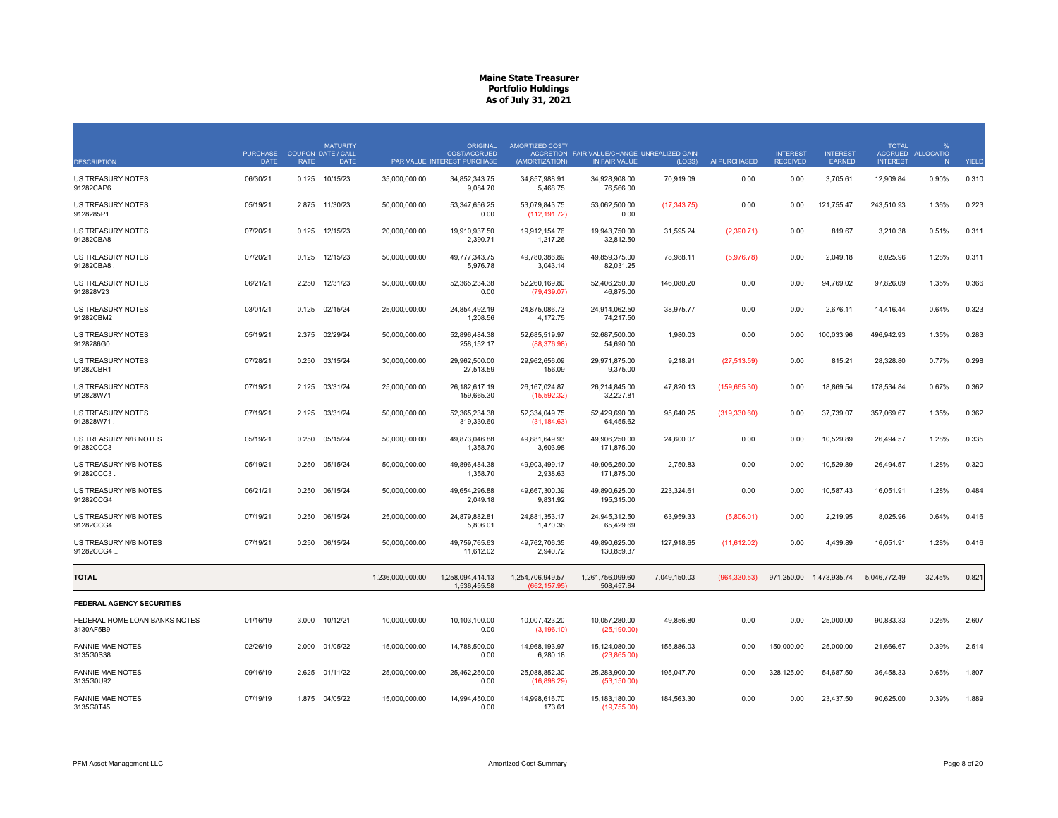# Maine State Treasurer
## Portfolio Holdings
### As of July 31, 2021

| DESCRIPTION | PURCHASE DATE | COUPON RATE | MATURITY DATE / CALL DATE | PAR VALUE | ORIGINAL COST/ACCRUED INTEREST PURCHASE | AMORTIZED COST/ ACCRETION (AMORTIZATION) | FAIR VALUE/CHANGE IN FAIR VALUE | UNREALIZED GAIN (LOSS) | AI PURCHASED | INTEREST RECEIVED | INTEREST EARNED | TOTAL ACCRUED INTEREST | % ALLOCATION | YIELD |
|---|---|---|---|---|---|---|---|---|---|---|---|---|---|---|
| US TREASURY NOTES 91282CAP6 | 06/30/21 | 0.125 | 10/15/23 | 35,000,000.00 | 34,852,343.75 9,084.70 | 34,857,988.91 5,468.75 | 34,928,908.00 76,566.00 | 70,919.09 | 0.00 | 0.00 | 3,705.61 | 12,909.84 | 0.90% | 0.310 |
| US TREASURY NOTES 9128285P1 | 05/19/21 | 2.875 | 11/30/23 | 50,000,000.00 | 53,347,656.25 0.00 | 53,079,843.75 (112,191.72) | 53,062,500.00 0.00 | (17,343.75) | 0.00 | 0.00 | 121,755.47 | 243,510.93 | 1.36% | 0.223 |
| US TREASURY NOTES 91282CBA8 | 07/20/21 | 0.125 | 12/15/23 | 20,000,000.00 | 19,910,937.50 2,390.71 | 19,912,154.76 1,217.26 | 19,943,750.00 32,812.50 | 31,595.24 | (2,390.71) | 0.00 | 819.67 | 3,210.38 | 0.51% | 0.311 |
| US TREASURY NOTES 91282CBA8 . | 07/20/21 | 0.125 | 12/15/23 | 50,000,000.00 | 49,777,343.75 5,976.78 | 49,780,386.89 3,043.14 | 49,859,375.00 82,031.25 | 78,988.11 | (5,976.78) | 0.00 | 2,049.18 | 8,025.96 | 1.28% | 0.311 |
| US TREASURY NOTES 912828V23 | 06/21/21 | 2.250 | 12/31/23 | 50,000,000.00 | 52,365,234.38 0.00 | 52,260,169.80 (79,439.07) | 52,406,250.00 46,875.00 | 146,080.20 | 0.00 | 0.00 | 94,769.02 | 97,826.09 | 1.35% | 0.366 |
| US TREASURY NOTES 91282CBM2 | 03/01/21 | 0.125 | 02/15/24 | 25,000,000.00 | 24,854,492.19 1,208.56 | 24,875,086.73 4,172.75 | 24,914,062.50 74,217.50 | 38,975.77 | 0.00 | 0.00 | 2,676.11 | 14,416.44 | 0.64% | 0.323 |
| US TREASURY NOTES 9128286G0 | 05/19/21 | 2.375 | 02/29/24 | 50,000,000.00 | 52,896,484.38 258,152.17 | 52,685,519.97 (88,376.98) | 52,687,500.00 54,690.00 | 1,980.03 | 0.00 | 0.00 | 100,033.96 | 496,942.93 | 1.35% | 0.283 |
| US TREASURY NOTES 91282CBR1 | 07/28/21 | 0.250 | 03/15/24 | 30,000,000.00 | 29,962,500.00 27,513.59 | 29,962,656.09 156.09 | 29,971,875.00 9,375.00 | 9,218.91 | (27,513.59) | 0.00 | 815.21 | 28,328.80 | 0.77% | 0.298 |
| US TREASURY NOTES 912828W71 | 07/19/21 | 2.125 | 03/31/24 | 25,000,000.00 | 26,182,617.19 159,665.30 | 26,167,024.87 (15,592.32) | 26,214,845.00 32,227.81 | 47,820.13 | (159,665.30) | 0.00 | 18,869.54 | 178,534.84 | 0.67% | 0.362 |
| US TREASURY NOTES 912828W71 . | 07/19/21 | 2.125 | 03/31/24 | 50,000,000.00 | 52,365,234.38 319,330.60 | 52,334,049.75 (31,184.63) | 52,429,690.00 64,455.62 | 95,640.25 | (319,330.60) | 0.00 | 37,739.07 | 357,069.67 | 1.35% | 0.362 |
| US TREASURY N/B NOTES 91282CCC3 | 05/19/21 | 0.250 | 05/15/24 | 50,000,000.00 | 49,873,046.88 1,358.70 | 49,881,649.93 3,603.98 | 49,906,250.00 171,875.00 | 24,600.07 | 0.00 | 0.00 | 10,529.89 | 26,494.57 | 1.28% | 0.335 |
| US TREASURY N/B NOTES 91282CCC3 . | 05/19/21 | 0.250 | 05/15/24 | 50,000,000.00 | 49,896,484.38 1,358.70 | 49,903,499.17 2,938.63 | 49,906,250.00 171,875.00 | 2,750.83 | 0.00 | 0.00 | 10,529.89 | 26,494.57 | 1.28% | 0.320 |
| US TREASURY N/B NOTES 91282CCG4 | 06/21/21 | 0.250 | 06/15/24 | 50,000,000.00 | 49,654,296.88 2,049.18 | 49,667,300.39 9,831.92 | 49,890,625.00 195,315.00 | 223,324.61 | 0.00 | 0.00 | 10,587.43 | 16,051.91 | 1.28% | 0.484 |
| US TREASURY N/B NOTES 91282CCG4 . | 07/19/21 | 0.250 | 06/15/24 | 25,000,000.00 | 24,879,882.81 5,806.01 | 24,881,353.17 1,470.36 | 24,945,312.50 65,429.69 | 63,959.33 | (5,806.01) | 0.00 | 2,219.95 | 8,025.96 | 0.64% | 0.416 |
| US TREASURY N/B NOTES 91282CCG4 .. | 07/19/21 | 0.250 | 06/15/24 | 50,000,000.00 | 49,759,765.63 11,612.02 | 49,762,706.35 2,940.72 | 49,890,625.00 130,859.37 | 127,918.65 | (11,612.02) | 0.00 | 4,439.89 | 16,051.91 | 1.28% | 0.416 |
| **TOTAL** | | | | 1,236,000,000.00 | 1,258,094,414.13 1,536,455.58 | 1,254,706,949.57 (662,157.95) | 1,261,756,099.60 508,457.84 | 7,049,150.03 | (964,330.53) | 971,250.00 | 1,473,935.74 | 5,046,772.49 | 32.45% | 0.821 |
| **FEDERAL AGENCY SECURITIES** | | | | | | | | | | | | | | |
| FEDERAL HOME LOAN BANKS NOTES 3130AF5B9 | 01/16/19 | 3.000 | 10/12/21 | 10,000,000.00 | 10,103,100.00 0.00 | 10,007,423.20 (3,196.10) | 10,057,280.00 (25,190.00) | 49,856.80 | 0.00 | 0.00 | 25,000.00 | 90,833.33 | 0.26% | 2.607 |
| FANNIE MAE NOTES 3135G0S38 | 02/26/19 | 2.000 | 01/05/22 | 15,000,000.00 | 14,788,500.00 0.00 | 14,968,193.97 6,280.18 | 15,124,080.00 (23,865.00) | 155,886.03 | 0.00 | 150,000.00 | 25,000.00 | 21,666.67 | 0.39% | 2.514 |
| FANNIE MAE NOTES 3135G0U92 | 09/16/19 | 2.625 | 01/11/22 | 25,000,000.00 | 25,462,250.00 0.00 | 25,088,852.30 (16,898.29) | 25,283,900.00 (53,150.00) | 195,047.70 | 0.00 | 328,125.00 | 54,687.50 | 36,458.33 | 0.65% | 1.807 |
| FANNIE MAE NOTES 3135G0T45 | 07/19/19 | 1.875 | 04/05/22 | 15,000,000.00 | 14,994,450.00 0.00 | 14,998,616.70 173.61 | 15,183,180.00 (19,755.00) | 184,563.30 | 0.00 | 0.00 | 23,437.50 | 90,625.00 | 0.39% | 1.889 |

PFM Asset Management LLC — Amortized Cost Summary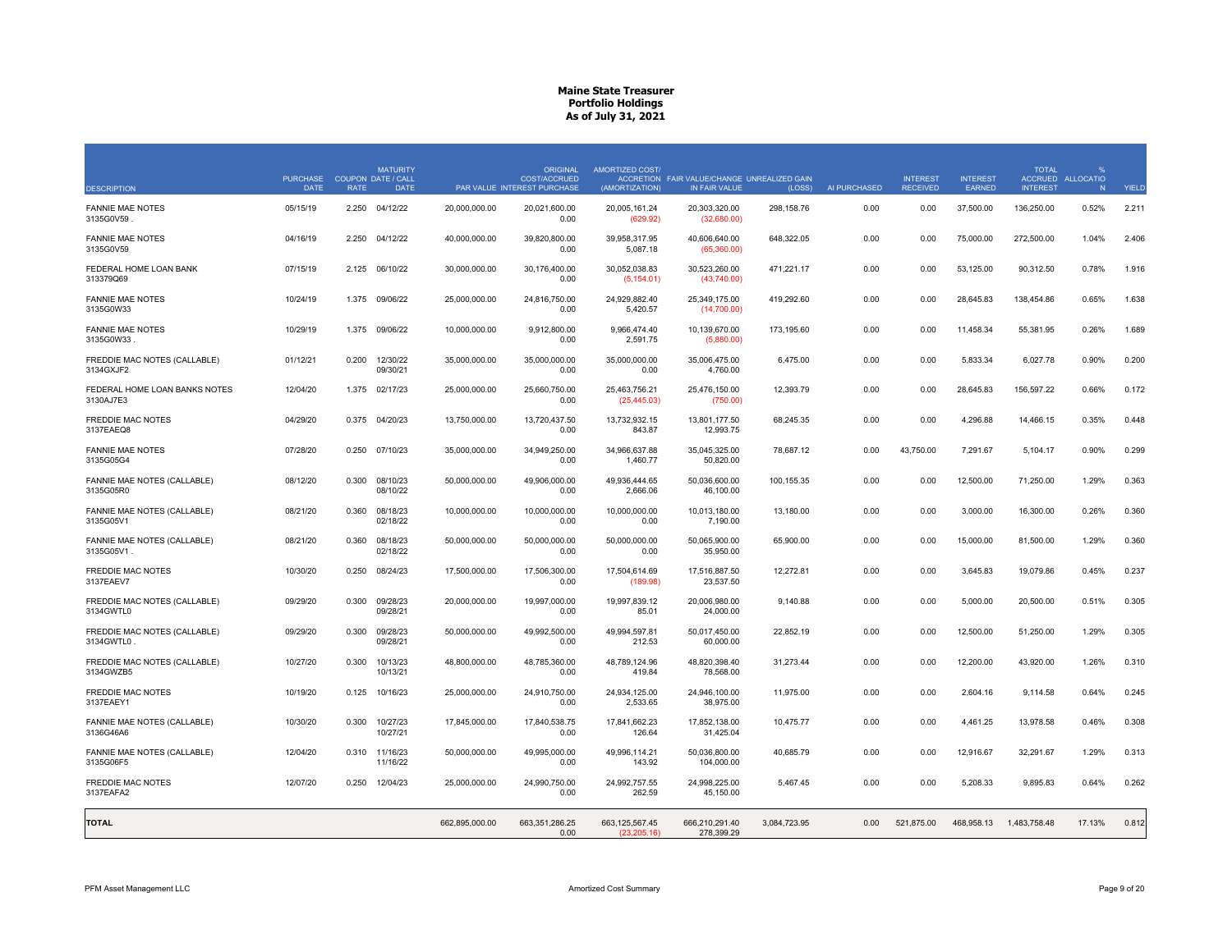# Maine State Treasurer
## Portfolio Holdings
### As of July 31, 2021

| DESCRIPTION | PURCHASE DATE | COUPON RATE | MATURITY DATE / CALL DATE | PAR VALUE | ORIGINAL COST/ACCRUED INTEREST PURCHASE | AMORTIZED COST/ ACCRETION (AMORTIZATION) | FAIR VALUE/CHANGE IN FAIR VALUE | UNREALIZED GAIN (LOSS) | AI PURCHASED | INTEREST RECEIVED | INTEREST EARNED | TOTAL ACCRUED INTEREST | % ALLOCATION | YIELD |
|---|---|---|---|---|---|---|---|---|---|---|---|---|---|---|
| FANNIE MAE NOTES 3135G0V59 . | 05/15/19 | 2.250 | 04/12/22 | 20,000,000.00 | 20,021,600.00 0.00 | 20,005,161.24 (629.92) | 20,303,320.00 (32,680.00) | 298,158.76 | 0.00 | 0.00 | 37,500.00 | 136,250.00 | 0.52% | 2.211 |
| FANNIE MAE NOTES 3135G0V59 | 04/16/19 | 2.250 | 04/12/22 | 40,000,000.00 | 39,820,800.00 0.00 | 39,958,317.95 5,087.18 | 40,606,640.00 (65,360.00) | 648,322.05 | 0.00 | 0.00 | 75,000.00 | 272,500.00 | 1.04% | 2.406 |
| FEDERAL HOME LOAN BANK 313379Q69 | 07/15/19 | 2.125 | 06/10/22 | 30,000,000.00 | 30,176,400.00 0.00 | 30,052,038.83 (5,154.01) | 30,523,260.00 (43,740.00) | 471,221.17 | 0.00 | 0.00 | 53,125.00 | 90,312.50 | 0.78% | 1.916 |
| FANNIE MAE NOTES 3135G0W33 | 10/24/19 | 1.375 | 09/06/22 | 25,000,000.00 | 24,816,750.00 0.00 | 24,929,882.40 5,420.57 | 25,349,175.00 (14,700.00) | 419,292.60 | 0.00 | 0.00 | 28,645.83 | 138,454.86 | 0.65% | 1.638 |
| FANNIE MAE NOTES 3135G0W33 . | 10/29/19 | 1.375 | 09/06/22 | 10,000,000.00 | 9,912,800.00 0.00 | 9,966,474.40 2,591.75 | 10,139,670.00 (5,880.00) | 173,195.60 | 0.00 | 0.00 | 11,458.34 | 55,381.95 | 0.26% | 1.689 |
| FREDDIE MAC NOTES (CALLABLE) 3134GXJF2 | 01/12/21 | 0.200 | 12/30/22 09/30/21 | 35,000,000.00 | 35,000,000.00 0.00 | 35,000,000.00 0.00 | 35,006,475.00 4,760.00 | 6,475.00 | 0.00 | 0.00 | 5,833.34 | 6,027.78 | 0.90% | 0.200 |
| FEDERAL HOME LOAN BANKS NOTES 3130AJ7E3 | 12/04/20 | 1.375 | 02/17/23 | 25,000,000.00 | 25,660,750.00 0.00 | 25,463,756.21 (25,445.03) | 25,476,150.00 (750.00) | 12,393.79 | 0.00 | 0.00 | 28,645.83 | 156,597.22 | 0.66% | 0.172 |
| FREDDIE MAC NOTES 3137EAEQ8 | 04/29/20 | 0.375 | 04/20/23 | 13,750,000.00 | 13,720,437.50 0.00 | 13,732,932.15 843.87 | 13,801,177.50 12,993.75 | 68,245.35 | 0.00 | 0.00 | 4,296.88 | 14,466.15 | 0.35% | 0.448 |
| FANNIE MAE NOTES 3135G05G4 | 07/28/20 | 0.250 | 07/10/23 | 35,000,000.00 | 34,949,250.00 0.00 | 34,966,637.88 1,460.77 | 35,045,325.00 50,820.00 | 78,687.12 | 0.00 | 43,750.00 | 7,291.67 | 5,104.17 | 0.90% | 0.299 |
| FANNIE MAE NOTES (CALLABLE) 3135G05R0 | 08/12/20 | 0.300 | 08/10/23 08/10/22 | 50,000,000.00 | 49,906,000.00 0.00 | 49,936,444.65 2,666.06 | 50,036,600.00 46,100.00 | 100,155.35 | 0.00 | 0.00 | 12,500.00 | 71,250.00 | 1.29% | 0.363 |
| FANNIE MAE NOTES (CALLABLE) 3135G05V1 | 08/21/20 | 0.360 | 08/18/23 02/18/22 | 10,000,000.00 | 10,000,000.00 0.00 | 10,000,000.00 0.00 | 10,013,180.00 7,190.00 | 13,180.00 | 0.00 | 0.00 | 3,000.00 | 16,300.00 | 0.26% | 0.360 |
| FANNIE MAE NOTES (CALLABLE) 3135G05V1 . | 08/21/20 | 0.360 | 08/18/23 02/18/22 | 50,000,000.00 | 50,000,000.00 0.00 | 50,000,000.00 0.00 | 50,065,900.00 35,950.00 | 65,900.00 | 0.00 | 0.00 | 15,000.00 | 81,500.00 | 1.29% | 0.360 |
| FREDDIE MAC NOTES 3137EAEV7 | 10/30/20 | 0.250 | 08/24/23 | 17,500,000.00 | 17,506,300.00 0.00 | 17,504,614.69 (189.98) | 17,516,887.50 23,537.50 | 12,272.81 | 0.00 | 0.00 | 3,645.83 | 19,079.86 | 0.45% | 0.237 |
| FREDDIE MAC NOTES (CALLABLE) 3134GWTL0 | 09/29/20 | 0.300 | 09/28/23 09/28/21 | 20,000,000.00 | 19,997,000.00 0.00 | 19,997,839.12 85.01 | 20,006,980.00 24,000.00 | 9,140.88 | 0.00 | 0.00 | 5,000.00 | 20,500.00 | 0.51% | 0.305 |
| FREDDIE MAC NOTES (CALLABLE) 3134GWTL0 . | 09/29/20 | 0.300 | 09/28/23 09/28/21 | 50,000,000.00 | 49,992,500.00 0.00 | 49,994,597.81 212.53 | 50,017,450.00 60,000.00 | 22,852.19 | 0.00 | 0.00 | 12,500.00 | 51,250.00 | 1.29% | 0.305 |
| FREDDIE MAC NOTES (CALLABLE) 3134GWZB5 | 10/27/20 | 0.300 | 10/13/23 10/13/21 | 48,800,000.00 | 48,785,360.00 0.00 | 48,789,124.96 419.84 | 48,820,398.40 78,568.00 | 31,273.44 | 0.00 | 0.00 | 12,200.00 | 43,920.00 | 1.26% | 0.310 |
| FREDDIE MAC NOTES 3137EAEY1 | 10/19/20 | 0.125 | 10/16/23 | 25,000,000.00 | 24,910,750.00 0.00 | 24,934,125.00 2,533.65 | 24,946,100.00 38,975.00 | 11,975.00 | 0.00 | 0.00 | 2,604.16 | 9,114.58 | 0.64% | 0.245 |
| FANNIE MAE NOTES (CALLABLE) 3136G46A6 | 10/30/20 | 0.300 | 10/27/23 10/27/21 | 17,845,000.00 | 17,840,538.75 0.00 | 17,841,662.23 126.64 | 17,852,138.00 31,425.04 | 10,475.77 | 0.00 | 0.00 | 4,461.25 | 13,978.58 | 0.46% | 0.308 |
| FANNIE MAE NOTES (CALLABLE) 3135G06F5 | 12/04/20 | 0.310 | 11/16/23 11/16/22 | 50,000,000.00 | 49,995,000.00 0.00 | 49,996,114.21 143.92 | 50,036,800.00 104,000.00 | 40,685.79 | 0.00 | 0.00 | 12,916.67 | 32,291.67 | 1.29% | 0.313 |
| FREDDIE MAC NOTES 3137EAFA2 | 12/07/20 | 0.250 | 12/04/23 | 25,000,000.00 | 24,990,750.00 0.00 | 24,992,757.55 262.59 | 24,998,225.00 45,150.00 | 5,467.45 | 0.00 | 0.00 | 5,208.33 | 9,895.83 | 0.64% | 0.262 |
| **TOTAL** | | | | 662,895,000.00 | 663,351,286.25 0.00 | 663,125,567.45 (23,205.16) | 666,210,291.40 278,399.29 | 3,084,723.95 | 0.00 | 521,875.00 | 468,958.13 | 1,483,758.48 | 17.13% | 0.812 |

PFM Asset Management LLC — Amortized Cost Summary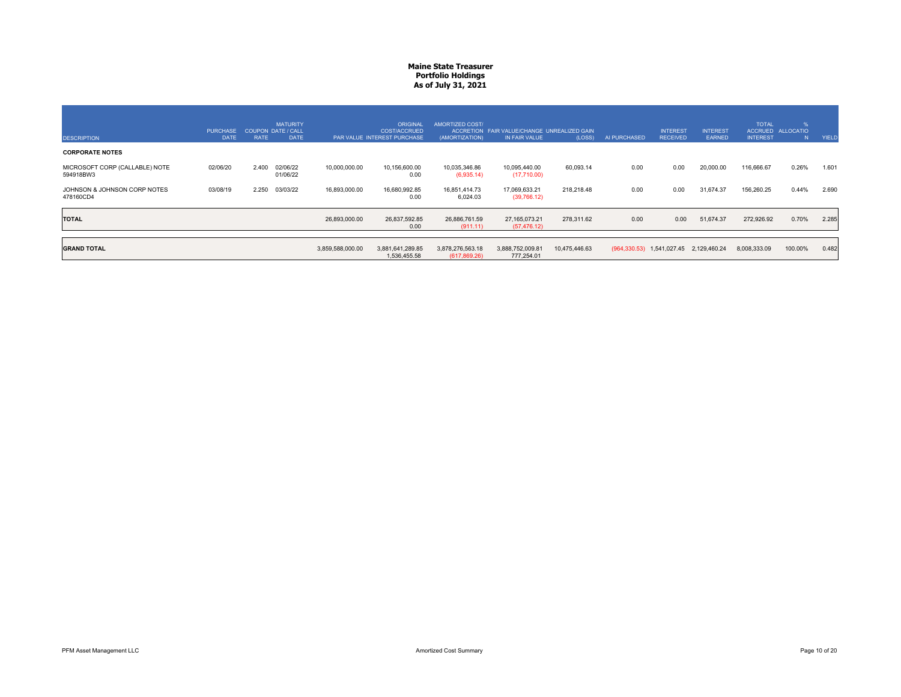**Maine State Treasurer**
**Portfolio Holdings**
**As of July 31, 2021**

| DESCRIPTION | PURCHASE DATE | COUPON RATE | MATURITY DATE / CALL DATE | PAR VALUE | ORIGINAL COST/ACCRUED INTEREST PURCHASE | AMORTIZED COST/ ACCRETION (AMORTIZATION) | FAIR VALUE/CHANGE IN FAIR VALUE | UNREALIZED GAIN (LOSS) | AI PURCHASED | INTEREST RECEIVED | INTEREST EARNED | TOTAL ACCRUED INTEREST | % ALLOCATION | YIELD |
|---|---|---|---|---|---|---|---|---|---|---|---|---|---|---|
| **CORPORATE NOTES** | | | | | | | | | | | | | | |
| MICROSOFT CORP (CALLABLE) NOTE 594918BW3 | 02/06/20 | 2.400 | 02/06/22 01/06/22 | 10,000,000.00 | 10,156,600.00 0.00 | 10,035,346.86 (6,935.14) | 10,095,440.00 (17,710.00) | 60,093.14 | 0.00 | 0.00 | 20,000.00 | 116,666.67 | 0.26% | 1.601 |
| JOHNSON & JOHNSON CORP NOTES 478160CD4 | 03/08/19 | 2.250 | 03/03/22 | 16,893,000.00 | 16,680,992.85 0.00 | 16,851,414.73 6,024.03 | 17,069,633.21 (39,766.12) | 218,218.48 | 0.00 | 0.00 | 31,674.37 | 156,260.25 | 0.44% | 2.690 |
| **TOTAL** | | | | 26,893,000.00 | 26,837,592.85 0.00 | 26,886,761.59 (911.11) | 27,165,073.21 (57,476.12) | 278,311.62 | 0.00 | 0.00 | 51,674.37 | 272,926.92 | 0.70% | 2.285 |
| **GRAND TOTAL** | | | | 3,859,588,000.00 | 3,881,641,289.85 1,536,455.58 | 3,878,276,563.18 (617,869.26) | 3,888,752,009.81 777,254.01 | 10,475,446.63 | (964,330.53) | 1,541,027.45 | 2,129,460.24 | 8,008,333.09 | 100.00% | 0.482 |

PFM Asset Management LLC

Amortized Cost Summary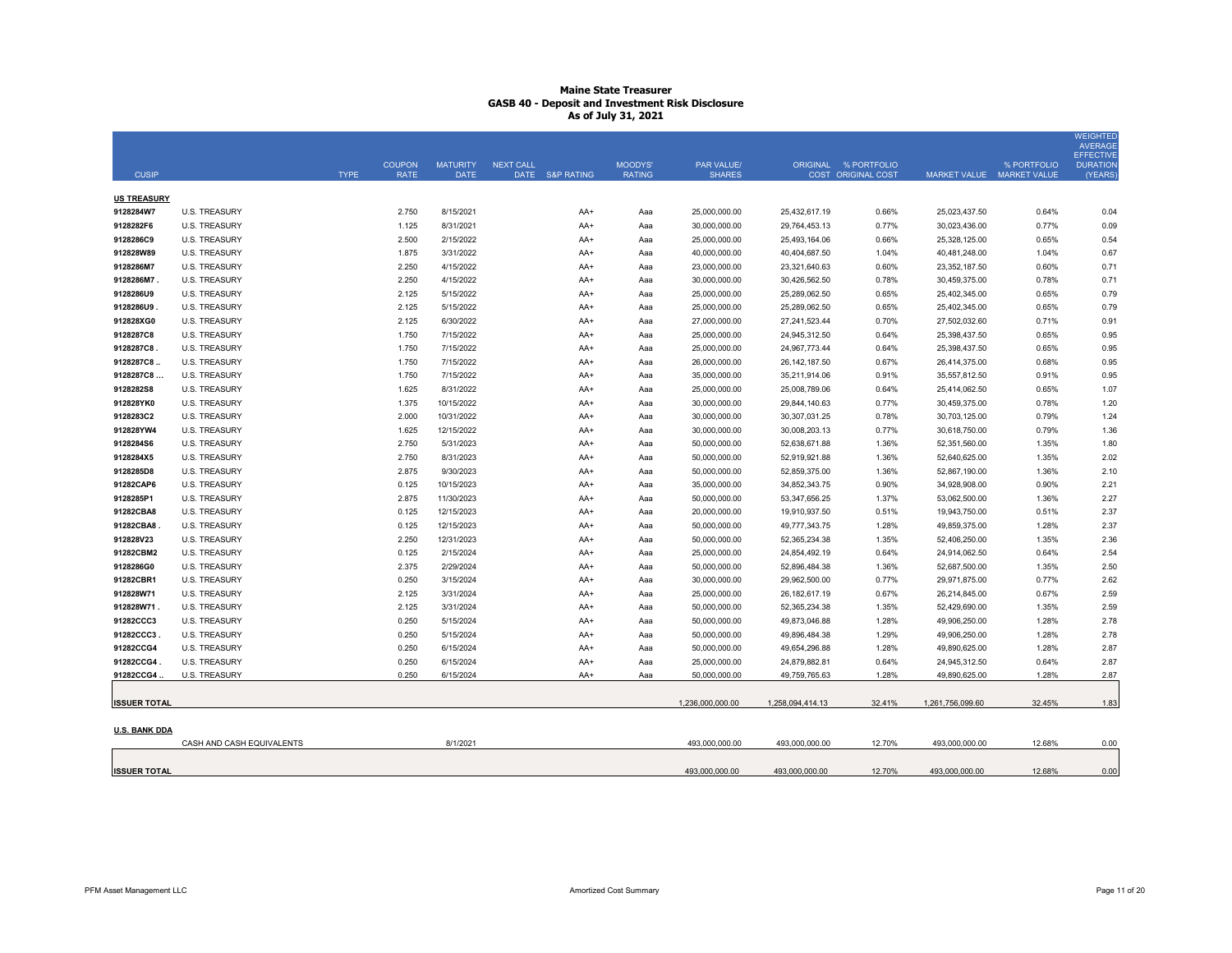# Maine State Treasurer
## GASB 40 - Deposit and Investment Risk Disclosure
### As of July 31, 2021

| CUSIP | | TYPE | COUPON RATE | MATURITY DATE | NEXT CALL DATE | S&P RATING | MOODYS' RATING | PAR VALUE/ SHARES | ORIGINAL COST | % PORTFOLIO ORIGINAL COST | MARKET VALUE | % PORTFOLIO MARKET VALUE | WEIGHTED AVERAGE EFFECTIVE DURATION (YEARS) |
|---|---|---|---|---|---|---|---|---|---|---|---|---|---|
| **US TREASURY** | | | | | | | | | | | | | |
| 9128284W7 | U.S. TREASURY | | 2.750 | 8/15/2021 | | AA+ | Aaa | 25,000,000.00 | 25,432,617.19 | 0.66% | 25,023,437.50 | 0.64% | 0.04 |
| 9128282F6 | U.S. TREASURY | | 1.125 | 8/31/2021 | | AA+ | Aaa | 30,000,000.00 | 29,764,453.13 | 0.77% | 30,023,436.00 | 0.77% | 0.09 |
| 9128286C9 | U.S. TREASURY | | 2.500 | 2/15/2022 | | AA+ | Aaa | 25,000,000.00 | 25,493,164.06 | 0.66% | 25,328,125.00 | 0.65% | 0.54 |
| 912828W89 | U.S. TREASURY | | 1.875 | 3/31/2022 | | AA+ | Aaa | 40,000,000.00 | 40,404,687.50 | 1.04% | 40,481,248.00 | 1.04% | 0.67 |
| 9128286M7 | U.S. TREASURY | | 2.250 | 4/15/2022 | | AA+ | Aaa | 23,000,000.00 | 23,321,640.63 | 0.60% | 23,352,187.50 | 0.60% | 0.71 |
| 9128286M7 . | U.S. TREASURY | | 2.250 | 4/15/2022 | | AA+ | Aaa | 30,000,000.00 | 30,426,562.50 | 0.78% | 30,459,375.00 | 0.78% | 0.71 |
| 9128286U9 | U.S. TREASURY | | 2.125 | 5/15/2022 | | AA+ | Aaa | 25,000,000.00 | 25,289,062.50 | 0.65% | 25,402,345.00 | 0.65% | 0.79 |
| 9128286U9 . | U.S. TREASURY | | 2.125 | 5/15/2022 | | AA+ | Aaa | 25,000,000.00 | 25,289,062.50 | 0.65% | 25,402,345.00 | 0.65% | 0.79 |
| 912828XG0 | U.S. TREASURY | | 2.125 | 6/30/2022 | | AA+ | Aaa | 27,000,000.00 | 27,241,523.44 | 0.70% | 27,502,032.60 | 0.71% | 0.91 |
| 9128287C8 | U.S. TREASURY | | 1.750 | 7/15/2022 | | AA+ | Aaa | 25,000,000.00 | 24,945,312.50 | 0.64% | 25,398,437.50 | 0.65% | 0.95 |
| 9128287C8 . | U.S. TREASURY | | 1.750 | 7/15/2022 | | AA+ | Aaa | 25,000,000.00 | 24,967,773.44 | 0.64% | 25,398,437.50 | 0.65% | 0.95 |
| 9128287C8 .. | U.S. TREASURY | | 1.750 | 7/15/2022 | | AA+ | Aaa | 26,000,000.00 | 26,142,187.50 | 0.67% | 26,414,375.00 | 0.68% | 0.95 |
| 9128287C8 ... | U.S. TREASURY | | 1.750 | 7/15/2022 | | AA+ | Aaa | 35,000,000.00 | 35,211,914.06 | 0.91% | 35,557,812.50 | 0.91% | 0.95 |
| 9128282S8 | U.S. TREASURY | | 1.625 | 8/31/2022 | | AA+ | Aaa | 25,000,000.00 | 25,008,789.06 | 0.64% | 25,414,062.50 | 0.65% | 1.07 |
| 912828YK0 | U.S. TREASURY | | 1.375 | 10/15/2022 | | AA+ | Aaa | 30,000,000.00 | 29,844,140.63 | 0.77% | 30,459,375.00 | 0.78% | 1.20 |
| 9128283C2 | U.S. TREASURY | | 2.000 | 10/31/2022 | | AA+ | Aaa | 30,000,000.00 | 30,307,031.25 | 0.78% | 30,703,125.00 | 0.79% | 1.24 |
| 912828YW4 | U.S. TREASURY | | 1.625 | 12/15/2022 | | AA+ | Aaa | 30,000,000.00 | 30,008,203.13 | 0.77% | 30,618,750.00 | 0.79% | 1.36 |
| 9128284S6 | U.S. TREASURY | | 2.750 | 5/31/2023 | | AA+ | Aaa | 50,000,000.00 | 52,638,671.88 | 1.36% | 52,351,560.00 | 1.35% | 1.80 |
| 9128284X5 | U.S. TREASURY | | 2.750 | 8/31/2023 | | AA+ | Aaa | 50,000,000.00 | 52,919,921.88 | 1.36% | 52,640,625.00 | 1.35% | 2.02 |
| 9128285D8 | U.S. TREASURY | | 2.875 | 9/30/2023 | | AA+ | Aaa | 50,000,000.00 | 52,859,375.00 | 1.36% | 52,867,190.00 | 1.36% | 2.10 |
| 91282CAP6 | U.S. TREASURY | | 0.125 | 10/15/2023 | | AA+ | Aaa | 35,000,000.00 | 34,852,343.75 | 0.90% | 34,928,908.00 | 0.90% | 2.21 |
| 9128285P1 | U.S. TREASURY | | 2.875 | 11/30/2023 | | AA+ | Aaa | 50,000,000.00 | 53,347,656.25 | 1.37% | 53,062,500.00 | 1.36% | 2.27 |
| 91282CBA8 | U.S. TREASURY | | 0.125 | 12/15/2023 | | AA+ | Aaa | 20,000,000.00 | 19,910,937.50 | 0.51% | 19,943,750.00 | 0.51% | 2.37 |
| 91282CBA8 . | U.S. TREASURY | | 0.125 | 12/15/2023 | | AA+ | Aaa | 50,000,000.00 | 49,777,343.75 | 1.28% | 49,859,375.00 | 1.28% | 2.37 |
| 912828V23 | U.S. TREASURY | | 2.250 | 12/31/2023 | | AA+ | Aaa | 50,000,000.00 | 52,365,234.38 | 1.35% | 52,406,250.00 | 1.35% | 2.36 |
| 91282CBM2 | U.S. TREASURY | | 0.125 | 2/15/2024 | | AA+ | Aaa | 25,000,000.00 | 24,854,492.19 | 0.64% | 24,914,062.50 | 0.64% | 2.54 |
| 9128286G0 | U.S. TREASURY | | 2.375 | 2/29/2024 | | AA+ | Aaa | 50,000,000.00 | 52,896,484.38 | 1.36% | 52,687,500.00 | 1.35% | 2.50 |
| 91282CBR1 | U.S. TREASURY | | 0.250 | 3/15/2024 | | AA+ | Aaa | 30,000,000.00 | 29,962,500.00 | 0.77% | 29,971,875.00 | 0.77% | 2.62 |
| 912828W71 | U.S. TREASURY | | 2.125 | 3/31/2024 | | AA+ | Aaa | 25,000,000.00 | 26,182,617.19 | 0.67% | 26,214,845.00 | 0.67% | 2.59 |
| 912828W71 . | U.S. TREASURY | | 2.125 | 3/31/2024 | | AA+ | Aaa | 50,000,000.00 | 52,365,234.38 | 1.35% | 52,429,690.00 | 1.35% | 2.59 |
| 91282CCC3 | U.S. TREASURY | | 0.250 | 5/15/2024 | | AA+ | Aaa | 50,000,000.00 | 49,873,046.88 | 1.28% | 49,906,250.00 | 1.28% | 2.78 |
| 91282CCC3 . | U.S. TREASURY | | 0.250 | 5/15/2024 | | AA+ | Aaa | 50,000,000.00 | 49,896,484.38 | 1.29% | 49,906,250.00 | 1.28% | 2.78 |
| 91282CCG4 | U.S. TREASURY | | 0.250 | 6/15/2024 | | AA+ | Aaa | 50,000,000.00 | 49,654,296.88 | 1.28% | 49,890,625.00 | 1.28% | 2.87 |
| 91282CCG4 . | U.S. TREASURY | | 0.250 | 6/15/2024 | | AA+ | Aaa | 25,000,000.00 | 24,879,882.81 | 0.64% | 24,945,312.50 | 0.64% | 2.87 |
| 91282CCG4 .. | U.S. TREASURY | | 0.250 | 6/15/2024 | | AA+ | Aaa | 50,000,000.00 | 49,759,765.63 | 1.28% | 49,890,625.00 | 1.28% | 2.87 |
| **ISSUER TOTAL** | | | | | | | | 1,236,000,000.00 | 1,258,094,414.13 | 32.41% | 1,261,756,099.60 | 32.45% | 1.83 |
| **U.S. BANK DDA** | | | | | | | | | | | | | |
| | CASH AND CASH EQUIVALENTS | | | 8/1/2021 | | | | 493,000,000.00 | 493,000,000.00 | 12.70% | 493,000,000.00 | 12.68% | 0.00 |
| **ISSUER TOTAL** | | | | | | | | 493,000,000.00 | 493,000,000.00 | 12.70% | 493,000,000.00 | 12.68% | 0.00 |

PFM Asset Management LLC — Amortized Cost Summary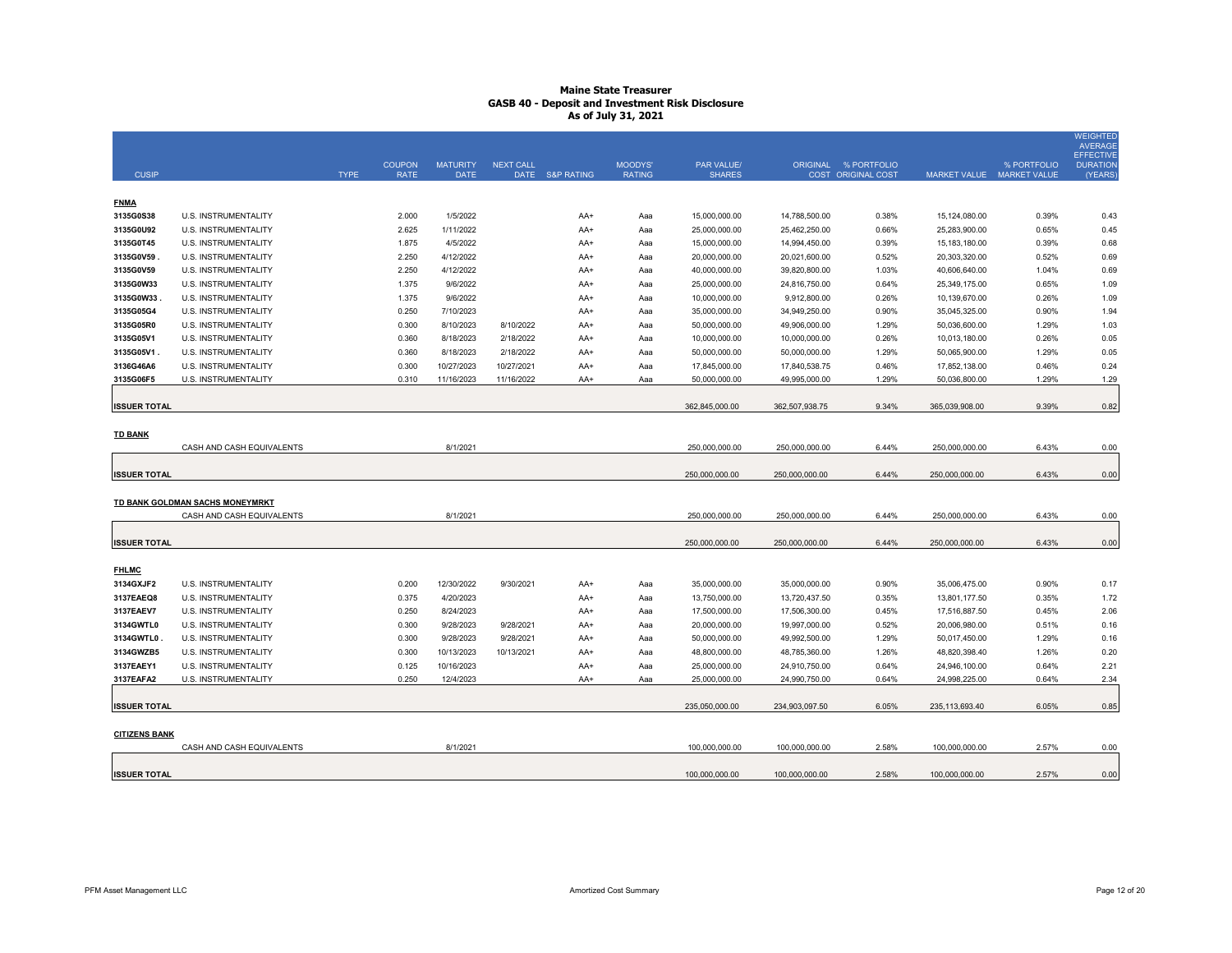# Maine State Treasurer
## GASB 40 - Deposit and Investment Risk Disclosure
### As of July 31, 2021

| CUSIP | | TYPE | COUPON RATE | MATURITY DATE | NEXT CALL DATE | S&P RATING | MOODYS' RATING | PAR VALUE/ SHARES | ORIGINAL COST | % PORTFOLIO ORIGINAL COST | MARKET VALUE | % PORTFOLIO MARKET VALUE | WEIGHTED AVERAGE EFFECTIVE DURATION (YEARS) |
|---|---|---|---|---|---|---|---|---|---|---|---|---|---|
| **FNMA** | | | | | | | | | | | | | |
| 3135G0S38 | U.S. INSTRUMENTALITY | | 2.000 | 1/5/2022 | | AA+ | Aaa | 15,000,000.00 | 14,788,500.00 | 0.38% | 15,124,080.00 | 0.39% | 0.43 |
| 3135G0U92 | U.S. INSTRUMENTALITY | | 2.625 | 1/11/2022 | | AA+ | Aaa | 25,000,000.00 | 25,462,250.00 | 0.66% | 25,283,900.00 | 0.65% | 0.45 |
| 3135G0T45 | U.S. INSTRUMENTALITY | | 1.875 | 4/5/2022 | | AA+ | Aaa | 15,000,000.00 | 14,994,450.00 | 0.39% | 15,183,180.00 | 0.39% | 0.68 |
| 3135G0V59 . | U.S. INSTRUMENTALITY | | 2.250 | 4/12/2022 | | AA+ | Aaa | 20,000,000.00 | 20,021,600.00 | 0.52% | 20,303,320.00 | 0.52% | 0.69 |
| 3135G0V59 | U.S. INSTRUMENTALITY | | 2.250 | 4/12/2022 | | AA+ | Aaa | 40,000,000.00 | 39,820,800.00 | 1.03% | 40,606,640.00 | 1.04% | 0.69 |
| 3135G0W33 | U.S. INSTRUMENTALITY | | 1.375 | 9/6/2022 | | AA+ | Aaa | 25,000,000.00 | 24,816,750.00 | 0.64% | 25,349,175.00 | 0.65% | 1.09 |
| 3135G0W33 . | U.S. INSTRUMENTALITY | | 1.375 | 9/6/2022 | | AA+ | Aaa | 10,000,000.00 | 9,912,800.00 | 0.26% | 10,139,670.00 | 0.26% | 1.09 |
| 3135G05G4 | U.S. INSTRUMENTALITY | | 0.250 | 7/10/2023 | | AA+ | Aaa | 35,000,000.00 | 34,949,250.00 | 0.90% | 35,045,325.00 | 0.90% | 1.94 |
| 3135G05R0 | U.S. INSTRUMENTALITY | | 0.300 | 8/10/2023 | 8/10/2022 | AA+ | Aaa | 50,000,000.00 | 49,906,000.00 | 1.29% | 50,036,600.00 | 1.29% | 1.03 |
| 3135G05V1 | U.S. INSTRUMENTALITY | | 0.360 | 8/18/2023 | 2/18/2022 | AA+ | Aaa | 10,000,000.00 | 10,000,000.00 | 0.26% | 10,013,180.00 | 0.26% | 0.05 |
| 3135G05V1 . | U.S. INSTRUMENTALITY | | 0.360 | 8/18/2023 | 2/18/2022 | AA+ | Aaa | 50,000,000.00 | 50,000,000.00 | 1.29% | 50,065,900.00 | 1.29% | 0.05 |
| 3136G46A6 | U.S. INSTRUMENTALITY | | 0.300 | 10/27/2023 | 10/27/2021 | AA+ | Aaa | 17,845,000.00 | 17,840,538.75 | 0.46% | 17,852,138.00 | 0.46% | 0.24 |
| 3135G06F5 | U.S. INSTRUMENTALITY | | 0.310 | 11/16/2023 | 11/16/2022 | AA+ | Aaa | 50,000,000.00 | 49,995,000.00 | 1.29% | 50,036,800.00 | 1.29% | 1.29 |
| **ISSUER TOTAL** | | | | | | | | 362,845,000.00 | 362,507,938.75 | 9.34% | 365,039,908.00 | 9.39% | 0.82 |
| **TD BANK** | | | | | | | | | | | | | |
| | CASH AND CASH EQUIVALENTS | | | 8/1/2021 | | | | 250,000,000.00 | 250,000,000.00 | 6.44% | 250,000,000.00 | 6.43% | 0.00 |
| **ISSUER TOTAL** | | | | | | | | 250,000,000.00 | 250,000,000.00 | 6.44% | 250,000,000.00 | 6.43% | 0.00 |
| **TD BANK GOLDMAN SACHS MONEYMRKT** | | | | | | | | | | | | | |
| | CASH AND CASH EQUIVALENTS | | | 8/1/2021 | | | | 250,000,000.00 | 250,000,000.00 | 6.44% | 250,000,000.00 | 6.43% | 0.00 |
| **ISSUER TOTAL** | | | | | | | | 250,000,000.00 | 250,000,000.00 | 6.44% | 250,000,000.00 | 6.43% | 0.00 |
| **FHLMC** | | | | | | | | | | | | | |
| 3134GXJF2 | U.S. INSTRUMENTALITY | | 0.200 | 12/30/2022 | 9/30/2021 | AA+ | Aaa | 35,000,000.00 | 35,000,000.00 | 0.90% | 35,006,475.00 | 0.90% | 0.17 |
| 3137EAEQ8 | U.S. INSTRUMENTALITY | | 0.375 | 4/20/2023 | | AA+ | Aaa | 13,750,000.00 | 13,720,437.50 | 0.35% | 13,801,177.50 | 0.35% | 1.72 |
| 3137EAEV7 | U.S. INSTRUMENTALITY | | 0.250 | 8/24/2023 | | AA+ | Aaa | 17,500,000.00 | 17,506,300.00 | 0.45% | 17,516,887.50 | 0.45% | 2.06 |
| 3134GWTL0 | U.S. INSTRUMENTALITY | | 0.300 | 9/28/2023 | 9/28/2021 | AA+ | Aaa | 20,000,000.00 | 19,997,000.00 | 0.52% | 20,006,980.00 | 0.51% | 0.16 |
| 3134GWTL0 . | U.S. INSTRUMENTALITY | | 0.300 | 9/28/2023 | 9/28/2021 | AA+ | Aaa | 50,000,000.00 | 49,992,500.00 | 1.29% | 50,017,450.00 | 1.29% | 0.16 |
| 3134GWZB5 | U.S. INSTRUMENTALITY | | 0.300 | 10/13/2023 | 10/13/2021 | AA+ | Aaa | 48,800,000.00 | 48,785,360.00 | 1.26% | 48,820,398.40 | 1.26% | 0.20 |
| 3137EAEY1 | U.S. INSTRUMENTALITY | | 0.125 | 10/16/2023 | | AA+ | Aaa | 25,000,000.00 | 24,910,750.00 | 0.64% | 24,946,100.00 | 0.64% | 2.21 |
| 3137EAFA2 | U.S. INSTRUMENTALITY | | 0.250 | 12/4/2023 | | AA+ | Aaa | 25,000,000.00 | 24,990,750.00 | 0.64% | 24,998,225.00 | 0.64% | 2.34 |
| **ISSUER TOTAL** | | | | | | | | 235,050,000.00 | 234,903,097.50 | 6.05% | 235,113,693.40 | 6.05% | 0.85 |
| **CITIZENS BANK** | | | | | | | | | | | | | |
| | CASH AND CASH EQUIVALENTS | | | 8/1/2021 | | | | 100,000,000.00 | 100,000,000.00 | 2.58% | 100,000,000.00 | 2.57% | 0.00 |
| **ISSUER TOTAL** | | | | | | | | 100,000,000.00 | 100,000,000.00 | 2.58% | 100,000,000.00 | 2.57% | 0.00 |

PFM Asset Management LLC — Amortized Cost Summary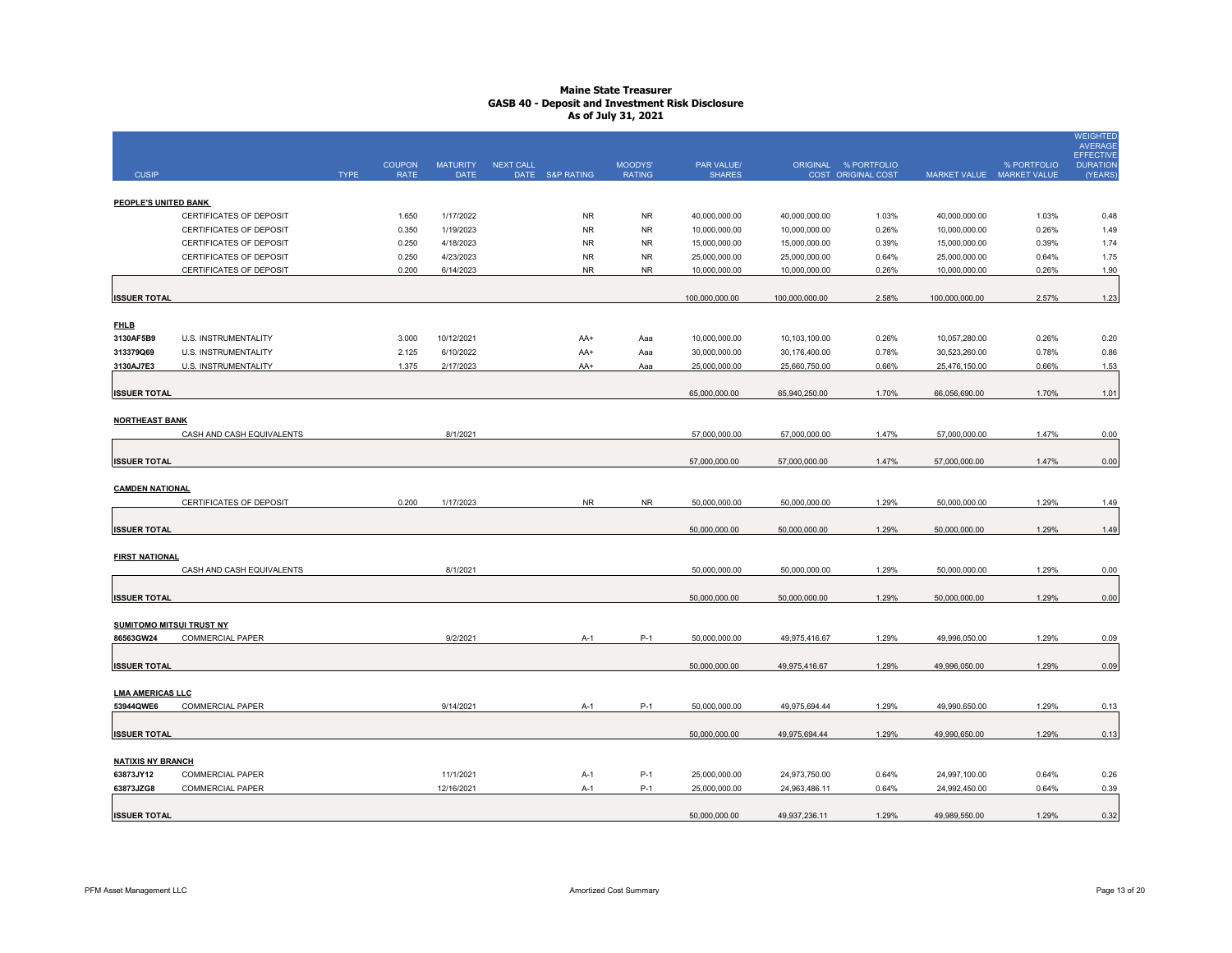# Maine State Treasurer
## GASB 40 - Deposit and Investment Risk Disclosure
### As of July 31, 2021

| CUSIP | TYPE | COUPON RATE | MATURITY DATE | NEXT CALL DATE | S&P RATING | MOODYS' RATING | PAR VALUE/ SHARES | ORIGINAL COST | % PORTFOLIO ORIGINAL COST | MARKET VALUE | % PORTFOLIO MARKET VALUE | WEIGHTED AVERAGE EFFECTIVE DURATION (YEARS) |
|---|---|---|---|---|---|---|---|---|---|---|---|---|
| **PEOPLE'S UNITED BANK** | | | | | | | | | | | | |
| | CERTIFICATES OF DEPOSIT | 1.650 | 1/17/2022 | | NR | NR | 40,000,000.00 | 40,000,000.00 | 1.03% | 40,000,000.00 | 1.03% | 0.48 |
| | CERTIFICATES OF DEPOSIT | 0.350 | 1/19/2023 | | NR | NR | 10,000,000.00 | 10,000,000.00 | 0.26% | 10,000,000.00 | 0.26% | 1.49 |
| | CERTIFICATES OF DEPOSIT | 0.250 | 4/18/2023 | | NR | NR | 15,000,000.00 | 15,000,000.00 | 0.39% | 15,000,000.00 | 0.39% | 1.74 |
| | CERTIFICATES OF DEPOSIT | 0.250 | 4/23/2023 | | NR | NR | 25,000,000.00 | 25,000,000.00 | 0.64% | 25,000,000.00 | 0.64% | 1.75 |
| | CERTIFICATES OF DEPOSIT | 0.200 | 6/14/2023 | | NR | NR | 10,000,000.00 | 10,000,000.00 | 0.26% | 10,000,000.00 | 0.26% | 1.90 |
| **ISSUER TOTAL** | | | | | | | 100,000,000.00 | 100,000,000.00 | 2.58% | 100,000,000.00 | 2.57% | 1.23 |
| **FHLB** | | | | | | | | | | | | |
| 3130AF5B9 | U.S. INSTRUMENTALITY | 3.000 | 10/12/2021 | | AA+ | Aaa | 10,000,000.00 | 10,103,100.00 | 0.26% | 10,057,280.00 | 0.26% | 0.20 |
| 313379Q69 | U.S. INSTRUMENTALITY | 2.125 | 6/10/2022 | | AA+ | Aaa | 30,000,000.00 | 30,176,400.00 | 0.78% | 30,523,260.00 | 0.78% | 0.86 |
| 3130AJ7E3 | U.S. INSTRUMENTALITY | 1.375 | 2/17/2023 | | AA+ | Aaa | 25,000,000.00 | 25,660,750.00 | 0.66% | 25,476,150.00 | 0.66% | 1.53 |
| **ISSUER TOTAL** | | | | | | | 65,000,000.00 | 65,940,250.00 | 1.70% | 66,056,690.00 | 1.70% | 1.01 |
| **NORTHEAST BANK** | | | | | | | | | | | | |
| | CASH AND CASH EQUIVALENTS | | 8/1/2021 | | | | 57,000,000.00 | 57,000,000.00 | 1.47% | 57,000,000.00 | 1.47% | 0.00 |
| **ISSUER TOTAL** | | | | | | | 57,000,000.00 | 57,000,000.00 | 1.47% | 57,000,000.00 | 1.47% | 0.00 |
| **CAMDEN NATIONAL** | | | | | | | | | | | | |
| | CERTIFICATES OF DEPOSIT | 0.200 | 1/17/2023 | | NR | NR | 50,000,000.00 | 50,000,000.00 | 1.29% | 50,000,000.00 | 1.29% | 1.49 |
| **ISSUER TOTAL** | | | | | | | 50,000,000.00 | 50,000,000.00 | 1.29% | 50,000,000.00 | 1.29% | 1.49 |
| **FIRST NATIONAL** | | | | | | | | | | | | |
| | CASH AND CASH EQUIVALENTS | | 8/1/2021 | | | | 50,000,000.00 | 50,000,000.00 | 1.29% | 50,000,000.00 | 1.29% | 0.00 |
| **ISSUER TOTAL** | | | | | | | 50,000,000.00 | 50,000,000.00 | 1.29% | 50,000,000.00 | 1.29% | 0.00 |
| **SUMITOMO MITSUI TRUST NY** | | | | | | | | | | | | |
| 86563GW24 | COMMERCIAL PAPER | | 9/2/2021 | | A-1 | P-1 | 50,000,000.00 | 49,975,416.67 | 1.29% | 49,996,050.00 | 1.29% | 0.09 |
| **ISSUER TOTAL** | | | | | | | 50,000,000.00 | 49,975,416.67 | 1.29% | 49,996,050.00 | 1.29% | 0.09 |
| **LMA AMERICAS LLC** | | | | | | | | | | | | |
| 53944QWE6 | COMMERCIAL PAPER | | 9/14/2021 | | A-1 | P-1 | 50,000,000.00 | 49,975,694.44 | 1.29% | 49,990,650.00 | 1.29% | 0.13 |
| **ISSUER TOTAL** | | | | | | | 50,000,000.00 | 49,975,694.44 | 1.29% | 49,990,650.00 | 1.29% | 0.13 |
| **NATIXIS NY BRANCH** | | | | | | | | | | | | |
| 63873JY12 | COMMERCIAL PAPER | | 11/1/2021 | | A-1 | P-1 | 25,000,000.00 | 24,973,750.00 | 0.64% | 24,997,100.00 | 0.64% | 0.26 |
| 63873JZG8 | COMMERCIAL PAPER | | 12/16/2021 | | A-1 | P-1 | 25,000,000.00 | 24,963,486.11 | 0.64% | 24,992,450.00 | 0.64% | 0.39 |
| **ISSUER TOTAL** | | | | | | | 50,000,000.00 | 49,937,236.11 | 1.29% | 49,989,550.00 | 1.29% | 0.32 |

PFM Asset Management LLC — Amortized Cost Summary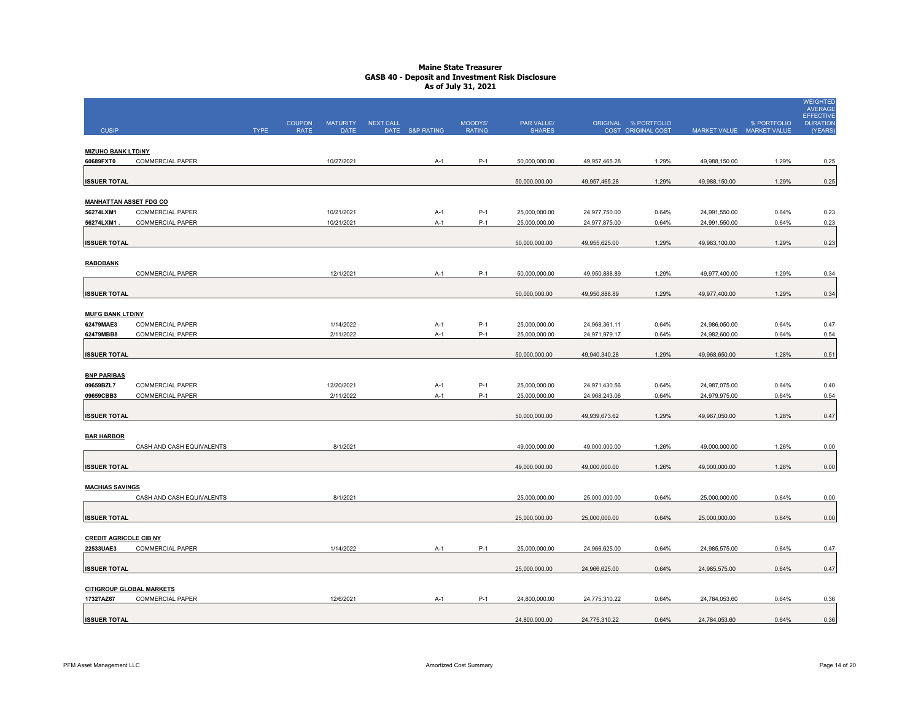# Maine State Treasurer
## GASB 40 - Deposit and Investment Risk Disclosure
### As of July 31, 2021

| CUSIP | | TYPE | COUPON RATE | MATURITY DATE | NEXT CALL DATE | S&P RATING | MOODYS' RATING | PAR VALUE/ SHARES | ORIGINAL COST | % PORTFOLIO ORIGINAL COST | MARKET VALUE | % PORTFOLIO MARKET VALUE | WEIGHTED AVERAGE EFFECTIVE DURATION (YEARS) |
|---|---|---|---|---|---|---|---|---|---|---|---|---|---|
| **MIZUHO BANK LTD/NY** | | | | | | | | | | | | | |
| 60689FXT0 | COMMERCIAL PAPER | | | 10/27/2021 | | A-1 | P-1 | 50,000,000.00 | 49,957,465.28 | 1.29% | 49,988,150.00 | 1.29% | 0.25 |
| **ISSUER TOTAL** | | | | | | | | 50,000,000.00 | 49,957,465.28 | 1.29% | 49,988,150.00 | 1.29% | 0.25 |
| **MANHATTAN ASSET FDG CO** | | | | | | | | | | | | | |
| 56274LXM1 | COMMERCIAL PAPER | | | 10/21/2021 | | A-1 | P-1 | 25,000,000.00 | 24,977,750.00 | 0.64% | 24,991,550.00 | 0.64% | 0.23 |
| 56274LXM1 . | COMMERCIAL PAPER | | | 10/21/2021 | | A-1 | P-1 | 25,000,000.00 | 24,977,875.00 | 0.64% | 24,991,550.00 | 0.64% | 0.23 |
| **ISSUER TOTAL** | | | | | | | | 50,000,000.00 | 49,955,625.00 | 1.29% | 49,983,100.00 | 1.29% | 0.23 |
| **RABOBANK** | | | | | | | | | | | | | |
| | COMMERCIAL PAPER | | | 12/1/2021 | | A-1 | P-1 | 50,000,000.00 | 49,950,888.89 | 1.29% | 49,977,400.00 | 1.29% | 0.34 |
| **ISSUER TOTAL** | | | | | | | | 50,000,000.00 | 49,950,888.89 | 1.29% | 49,977,400.00 | 1.29% | 0.34 |
| **MUFG BANK LTD/NY** | | | | | | | | | | | | | |
| 62479MAE3 | COMMERCIAL PAPER | | | 1/14/2022 | | A-1 | P-1 | 25,000,000.00 | 24,968,361.11 | 0.64% | 24,986,050.00 | 0.64% | 0.47 |
| 62479MBB8 | COMMERCIAL PAPER | | | 2/11/2022 | | A-1 | P-1 | 25,000,000.00 | 24,971,979.17 | 0.64% | 24,982,600.00 | 0.64% | 0.54 |
| **ISSUER TOTAL** | | | | | | | | 50,000,000.00 | 49,940,340.28 | 1.29% | 49,968,650.00 | 1.28% | 0.51 |
| **BNP PARIBAS** | | | | | | | | | | | | | |
| 09659BZL7 | COMMERCIAL PAPER | | | 12/20/2021 | | A-1 | P-1 | 25,000,000.00 | 24,971,430.56 | 0.64% | 24,987,075.00 | 0.64% | 0.40 |
| 09659CBB3 | COMMERCIAL PAPER | | | 2/11/2022 | | A-1 | P-1 | 25,000,000.00 | 24,968,243.06 | 0.64% | 24,979,975.00 | 0.64% | 0.54 |
| **ISSUER TOTAL** | | | | | | | | 50,000,000.00 | 49,939,673.62 | 1.29% | 49,967,050.00 | 1.28% | 0.47 |
| **BAR HARBOR** | | | | | | | | | | | | | |
| | CASH AND CASH EQUIVALENTS | | | 8/1/2021 | | | | 49,000,000.00 | 49,000,000.00 | 1.26% | 49,000,000.00 | 1.26% | 0.00 |
| **ISSUER TOTAL** | | | | | | | | 49,000,000.00 | 49,000,000.00 | 1.26% | 49,000,000.00 | 1.26% | 0.00 |
| **MACHIAS SAVINGS** | | | | | | | | | | | | | |
| | CASH AND CASH EQUIVALENTS | | | 8/1/2021 | | | | 25,000,000.00 | 25,000,000.00 | 0.64% | 25,000,000.00 | 0.64% | 0.00 |
| **ISSUER TOTAL** | | | | | | | | 25,000,000.00 | 25,000,000.00 | 0.64% | 25,000,000.00 | 0.64% | 0.00 |
| **CREDIT AGRICOLE CIB NY** | | | | | | | | | | | | | |
| 22533UAE3 | COMMERCIAL PAPER | | | 1/14/2022 | | A-1 | P-1 | 25,000,000.00 | 24,966,625.00 | 0.64% | 24,985,575.00 | 0.64% | 0.47 |
| **ISSUER TOTAL** | | | | | | | | 25,000,000.00 | 24,966,625.00 | 0.64% | 24,985,575.00 | 0.64% | 0.47 |
| **CITIGROUP GLOBAL MARKETS** | | | | | | | | | | | | | |
| 17327AZ67 | COMMERCIAL PAPER | | | 12/6/2021 | | A-1 | P-1 | 24,800,000.00 | 24,775,310.22 | 0.64% | 24,784,053.60 | 0.64% | 0.36 |
| **ISSUER TOTAL** | | | | | | | | 24,800,000.00 | 24,775,310.22 | 0.64% | 24,784,053.60 | 0.64% | 0.36 |

PFM Asset Management LLC — Amortized Cost Summary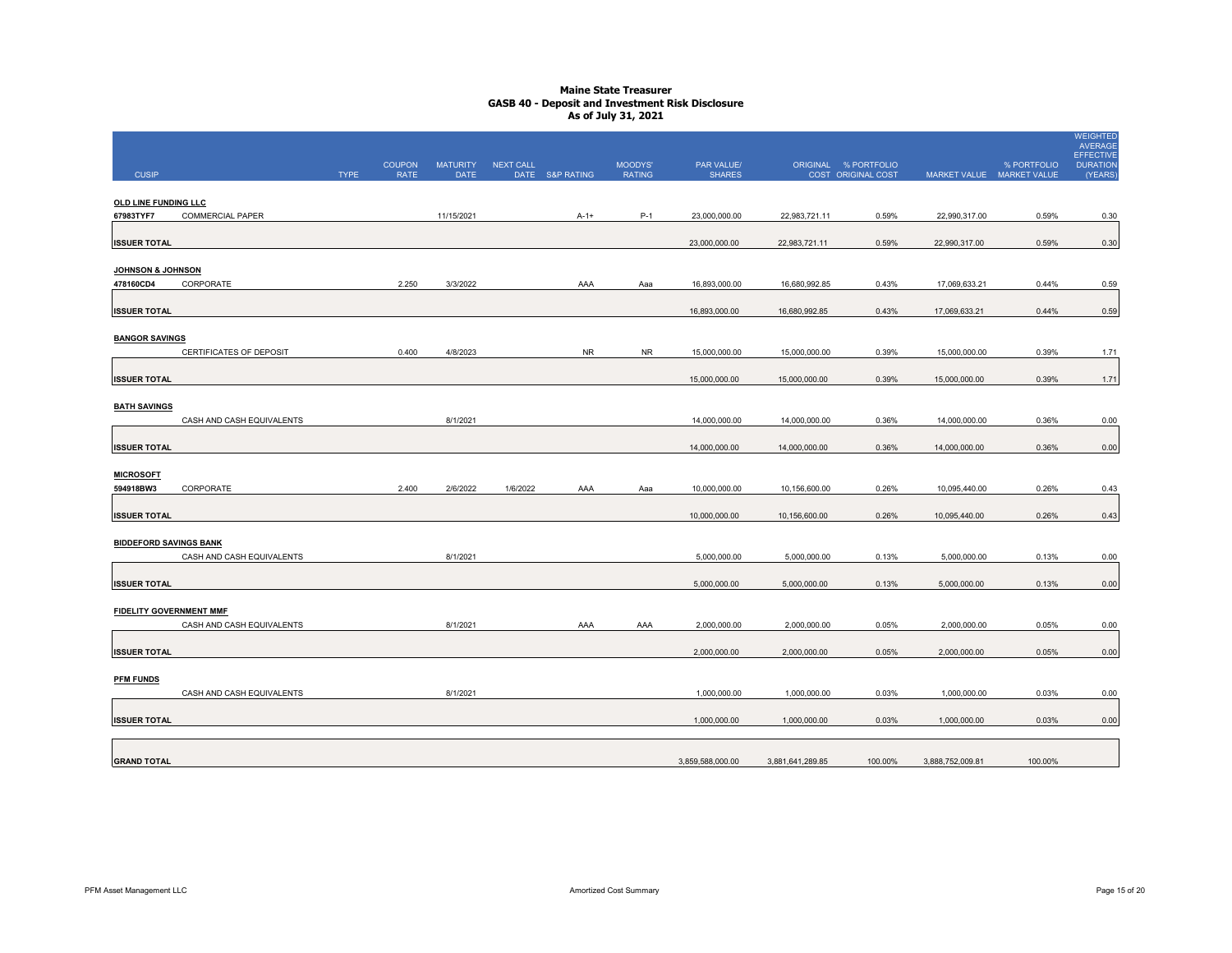# Maine State Treasurer
## GASB 40 - Deposit and Investment Risk Disclosure
### As of July 31, 2021

| CUSIP | | TYPE | COUPON RATE | MATURITY DATE | NEXT CALL DATE | S&P RATING | MOODYS' RATING | PAR VALUE/ SHARES | ORIGINAL COST | % PORTFOLIO ORIGINAL COST | MARKET VALUE | % PORTFOLIO MARKET VALUE | WEIGHTED AVERAGE EFFECTIVE DURATION (YEARS) |
|---|---|---|---|---|---|---|---|---|---|---|---|---|---|
| **OLD LINE FUNDING LLC** | | | | | | | | | | | | | |
| 67983TYF7 | COMMERCIAL PAPER | | | 11/15/2021 | | A-1+ | P-1 | 23,000,000.00 | 22,983,721.11 | 0.59% | 22,990,317.00 | 0.59% | 0.30 |
| **ISSUER TOTAL** | | | | | | | | 23,000,000.00 | 22,983,721.11 | 0.59% | 22,990,317.00 | 0.59% | 0.30 |
| **JOHNSON & JOHNSON** | | | | | | | | | | | | | |
| 478160CD4 | CORPORATE | | 2.250 | 3/3/2022 | | AAA | Aaa | 16,893,000.00 | 16,680,992.85 | 0.43% | 17,069,633.21 | 0.44% | 0.59 |
| **ISSUER TOTAL** | | | | | | | | 16,893,000.00 | 16,680,992.85 | 0.43% | 17,069,633.21 | 0.44% | 0.59 |
| **BANGOR SAVINGS** | | | | | | | | | | | | | |
| | CERTIFICATES OF DEPOSIT | | 0.400 | 4/8/2023 | | NR | NR | 15,000,000.00 | 15,000,000.00 | 0.39% | 15,000,000.00 | 0.39% | 1.71 |
| **ISSUER TOTAL** | | | | | | | | 15,000,000.00 | 15,000,000.00 | 0.39% | 15,000,000.00 | 0.39% | 1.71 |
| **BATH SAVINGS** | | | | | | | | | | | | | |
| | CASH AND CASH EQUIVALENTS | | | 8/1/2021 | | | | 14,000,000.00 | 14,000,000.00 | 0.36% | 14,000,000.00 | 0.36% | 0.00 |
| **ISSUER TOTAL** | | | | | | | | 14,000,000.00 | 14,000,000.00 | 0.36% | 14,000,000.00 | 0.36% | 0.00 |
| **MICROSOFT** | | | | | | | | | | | | | |
| 594918BW3 | CORPORATE | | 2.400 | 2/6/2022 | 1/6/2022 | AAA | Aaa | 10,000,000.00 | 10,156,600.00 | 0.26% | 10,095,440.00 | 0.26% | 0.43 |
| **ISSUER TOTAL** | | | | | | | | 10,000,000.00 | 10,156,600.00 | 0.26% | 10,095,440.00 | 0.26% | 0.43 |
| **BIDDEFORD SAVINGS BANK** | | | | | | | | | | | | | |
| | CASH AND CASH EQUIVALENTS | | | 8/1/2021 | | | | 5,000,000.00 | 5,000,000.00 | 0.13% | 5,000,000.00 | 0.13% | 0.00 |
| **ISSUER TOTAL** | | | | | | | | 5,000,000.00 | 5,000,000.00 | 0.13% | 5,000,000.00 | 0.13% | 0.00 |
| **FIDELITY GOVERNMENT MMF** | | | | | | | | | | | | | |
| | CASH AND CASH EQUIVALENTS | | | 8/1/2021 | | AAA | AAA | 2,000,000.00 | 2,000,000.00 | 0.05% | 2,000,000.00 | 0.05% | 0.00 |
| **ISSUER TOTAL** | | | | | | | | 2,000,000.00 | 2,000,000.00 | 0.05% | 2,000,000.00 | 0.05% | 0.00 |
| **PFM FUNDS** | | | | | | | | | | | | | |
| | CASH AND CASH EQUIVALENTS | | | 8/1/2021 | | | | 1,000,000.00 | 1,000,000.00 | 0.03% | 1,000,000.00 | 0.03% | 0.00 |
| **ISSUER TOTAL** | | | | | | | | 1,000,000.00 | 1,000,000.00 | 0.03% | 1,000,000.00 | 0.03% | 0.00 |
| **GRAND TOTAL** | | | | | | | | 3,859,588,000.00 | 3,881,641,289.85 | 100.00% | 3,888,752,009.81 | 100.00% | |

PFM Asset Management LLC

Amortized Cost Summary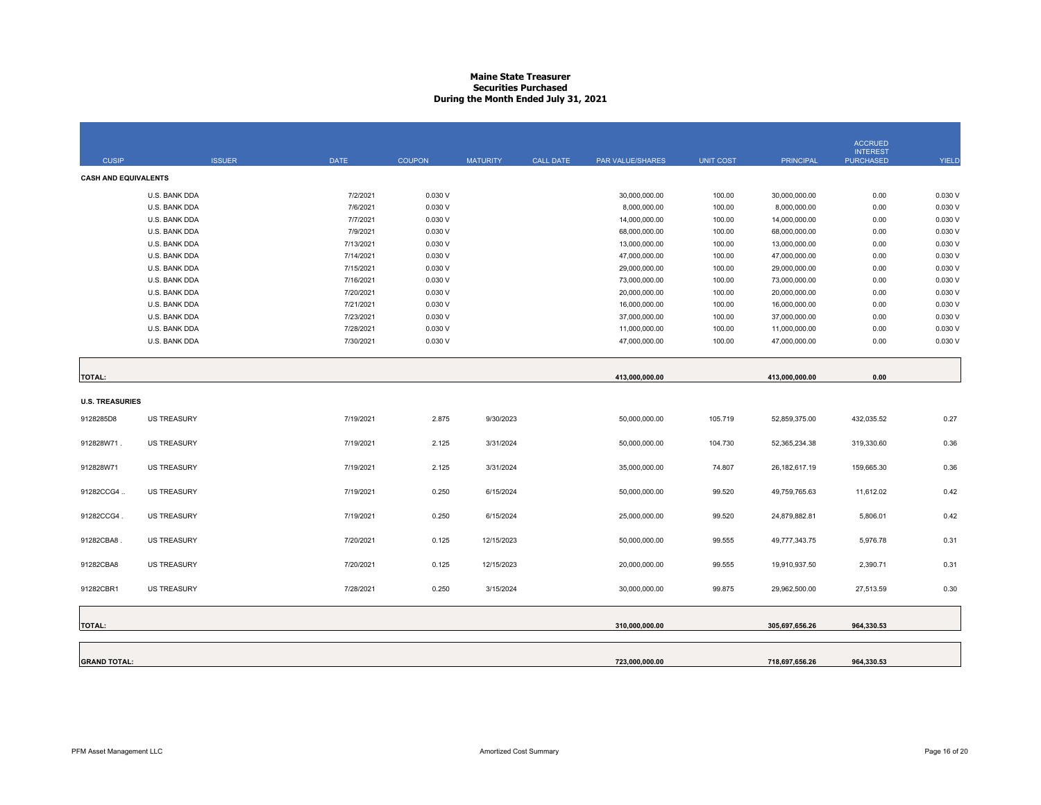# Maine State Treasurer
## Securities Purchased
### During the Month Ended July 31, 2021

| CUSIP | ISSUER | DATE | COUPON | MATURITY | CALL DATE | PAR VALUE/SHARES | UNIT COST | PRINCIPAL | ACCRUED INTEREST PURCHASED | YIELD |
|---|---|---|---|---|---|---|---|---|---|---|
| **CASH AND EQUIVALENTS** | | | | | | | | | | |
| | U.S. BANK DDA | 7/2/2021 | 0.030 V | | | 30,000,000.00 | 100.00 | 30,000,000.00 | 0.00 | 0.030 V |
| | U.S. BANK DDA | 7/6/2021 | 0.030 V | | | 8,000,000.00 | 100.00 | 8,000,000.00 | 0.00 | 0.030 V |
| | U.S. BANK DDA | 7/7/2021 | 0.030 V | | | 14,000,000.00 | 100.00 | 14,000,000.00 | 0.00 | 0.030 V |
| | U.S. BANK DDA | 7/9/2021 | 0.030 V | | | 68,000,000.00 | 100.00 | 68,000,000.00 | 0.00 | 0.030 V |
| | U.S. BANK DDA | 7/13/2021 | 0.030 V | | | 13,000,000.00 | 100.00 | 13,000,000.00 | 0.00 | 0.030 V |
| | U.S. BANK DDA | 7/14/2021 | 0.030 V | | | 47,000,000.00 | 100.00 | 47,000,000.00 | 0.00 | 0.030 V |
| | U.S. BANK DDA | 7/15/2021 | 0.030 V | | | 29,000,000.00 | 100.00 | 29,000,000.00 | 0.00 | 0.030 V |
| | U.S. BANK DDA | 7/16/2021 | 0.030 V | | | 73,000,000.00 | 100.00 | 73,000,000.00 | 0.00 | 0.030 V |
| | U.S. BANK DDA | 7/20/2021 | 0.030 V | | | 20,000,000.00 | 100.00 | 20,000,000.00 | 0.00 | 0.030 V |
| | U.S. BANK DDA | 7/21/2021 | 0.030 V | | | 16,000,000.00 | 100.00 | 16,000,000.00 | 0.00 | 0.030 V |
| | U.S. BANK DDA | 7/23/2021 | 0.030 V | | | 37,000,000.00 | 100.00 | 37,000,000.00 | 0.00 | 0.030 V |
| | U.S. BANK DDA | 7/28/2021 | 0.030 V | | | 11,000,000.00 | 100.00 | 11,000,000.00 | 0.00 | 0.030 V |
| | U.S. BANK DDA | 7/30/2021 | 0.030 V | | | 47,000,000.00 | 100.00 | 47,000,000.00 | 0.00 | 0.030 V |
| **TOTAL:** | | | | | | **413,000,000.00** | | **413,000,000.00** | **0.00** | |
| **U.S. TREASURIES** | | | | | | | | | | |
| 9128285D8 | US TREASURY | 7/19/2021 | 2.875 | 9/30/2023 | | 50,000,000.00 | 105.719 | 52,859,375.00 | 432,035.52 | 0.27 |
| 912828W71 . | US TREASURY | 7/19/2021 | 2.125 | 3/31/2024 | | 50,000,000.00 | 104.730 | 52,365,234.38 | 319,330.60 | 0.36 |
| 912828W71 | US TREASURY | 7/19/2021 | 2.125 | 3/31/2024 | | 35,000,000.00 | 74.807 | 26,182,617.19 | 159,665.30 | 0.36 |
| 91282CCG4 .. | US TREASURY | 7/19/2021 | 0.250 | 6/15/2024 | | 50,000,000.00 | 99.520 | 49,759,765.63 | 11,612.02 | 0.42 |
| 91282CCG4 . | US TREASURY | 7/19/2021 | 0.250 | 6/15/2024 | | 25,000,000.00 | 99.520 | 24,879,882.81 | 5,806.01 | 0.42 |
| 91282CBA8 . | US TREASURY | 7/20/2021 | 0.125 | 12/15/2023 | | 50,000,000.00 | 99.555 | 49,777,343.75 | 5,976.78 | 0.31 |
| 91282CBA8 | US TREASURY | 7/20/2021 | 0.125 | 12/15/2023 | | 20,000,000.00 | 99.555 | 19,910,937.50 | 2,390.71 | 0.31 |
| 91282CBR1 | US TREASURY | 7/28/2021 | 0.250 | 3/15/2024 | | 30,000,000.00 | 99.875 | 29,962,500.00 | 27,513.59 | 0.30 |
| **TOTAL:** | | | | | | **310,000,000.00** | | **305,697,656.26** | **964,330.53** | |
| **GRAND TOTAL:** | | | | | | **723,000,000.00** | | **718,697,656.26** | **964,330.53** | |

PFM Asset Management LLC — Amortized Cost Summary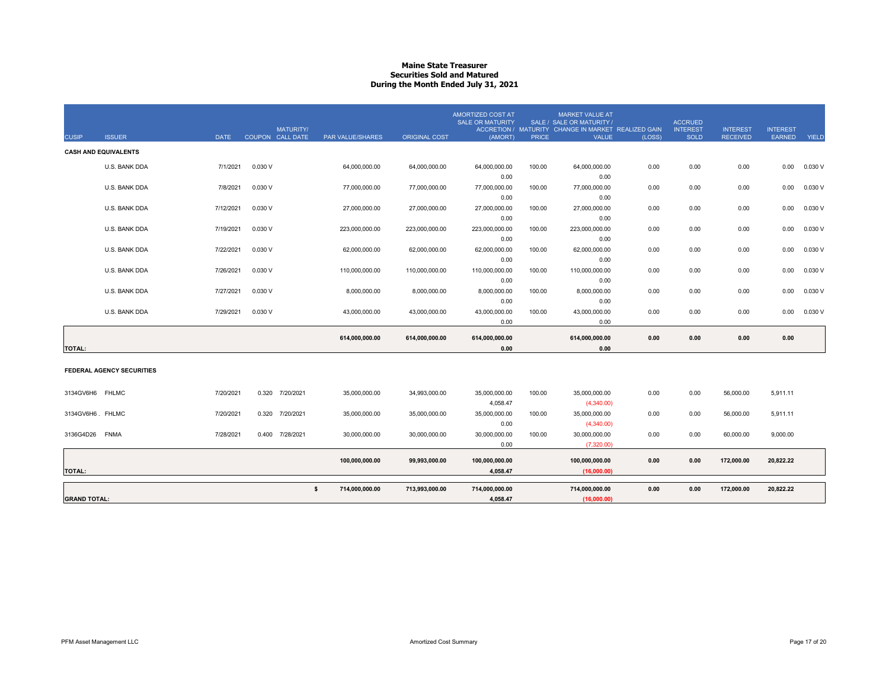# Maine State Treasurer
## Securities Sold and Matured
### During the Month Ended July 31, 2021

| CUSIP | ISSUER | DATE | COUPON | MATURITY/ CALL DATE | PAR VALUE/SHARES | ORIGINAL COST | AMORTIZED COST AT SALE OR MATURITY ACCRETION / (AMORT) | SALE / MATURITY PRICE | MARKET VALUE AT SALE OR MATURITY / CHANGE IN MARKET VALUE | REALIZED GAIN (LOSS) | ACCRUED INTEREST SOLD | INTEREST RECEIVED | INTEREST EARNED | YIELD |
|---|---|---|---|---|---|---|---|---|---|---|---|---|---|---|
| **CASH AND EQUIVALENTS** | | | | | | | | | | | | | | |
| | U.S. BANK DDA | 7/1/2021 | 0.030 V | | 64,000,000.00 | 64,000,000.00 | 64,000,000.00<br>0.00 | 100.00 | 64,000,000.00<br>0.00 | 0.00 | 0.00 | 0.00 | 0.00 | 0.030 V |
| | U.S. BANK DDA | 7/8/2021 | 0.030 V | | 77,000,000.00 | 77,000,000.00 | 77,000,000.00<br>0.00 | 100.00 | 77,000,000.00<br>0.00 | 0.00 | 0.00 | 0.00 | 0.00 | 0.030 V |
| | U.S. BANK DDA | 7/12/2021 | 0.030 V | | 27,000,000.00 | 27,000,000.00 | 27,000,000.00<br>0.00 | 100.00 | 27,000,000.00<br>0.00 | 0.00 | 0.00 | 0.00 | 0.00 | 0.030 V |
| | U.S. BANK DDA | 7/19/2021 | 0.030 V | | 223,000,000.00 | 223,000,000.00 | 223,000,000.00<br>0.00 | 100.00 | 223,000,000.00<br>0.00 | 0.00 | 0.00 | 0.00 | 0.00 | 0.030 V |
| | U.S. BANK DDA | 7/22/2021 | 0.030 V | | 62,000,000.00 | 62,000,000.00 | 62,000,000.00<br>0.00 | 100.00 | 62,000,000.00<br>0.00 | 0.00 | 0.00 | 0.00 | 0.00 | 0.030 V |
| | U.S. BANK DDA | 7/26/2021 | 0.030 V | | 110,000,000.00 | 110,000,000.00 | 110,000,000.00<br>0.00 | 100.00 | 110,000,000.00<br>0.00 | 0.00 | 0.00 | 0.00 | 0.00 | 0.030 V |
| | U.S. BANK DDA | 7/27/2021 | 0.030 V | | 8,000,000.00 | 8,000,000.00 | 8,000,000.00<br>0.00 | 100.00 | 8,000,000.00<br>0.00 | 0.00 | 0.00 | 0.00 | 0.00 | 0.030 V |
| | U.S. BANK DDA | 7/29/2021 | 0.030 V | | 43,000,000.00 | 43,000,000.00 | 43,000,000.00<br>0.00 | 100.00 | 43,000,000.00<br>0.00 | 0.00 | 0.00 | 0.00 | 0.00 | 0.030 V |
| **TOTAL:** | | | | | **614,000,000.00** | **614,000,000.00** | **614,000,000.00**<br>**0.00** | | **614,000,000.00**<br>**0.00** | **0.00** | **0.00** | **0.00** | **0.00** | |
| **FEDERAL AGENCY SECURITIES** | | | | | | | | | | | | | | |
| 3134GV6H6 | FHLMC | 7/20/2021 | 0.320 | 7/20/2021 | 35,000,000.00 | 34,993,000.00 | 35,000,000.00<br>4,058.47 | 100.00 | 35,000,000.00<br>(4,340.00) | 0.00 | 0.00 | 56,000.00 | 5,911.11 | |
| 3134GV6H6 . | FHLMC | 7/20/2021 | 0.320 | 7/20/2021 | 35,000,000.00 | 35,000,000.00 | 35,000,000.00<br>0.00 | 100.00 | 35,000,000.00<br>(4,340.00) | 0.00 | 0.00 | 56,000.00 | 5,911.11 | |
| 3136G4D26 | FNMA | 7/28/2021 | 0.400 | 7/28/2021 | 30,000,000.00 | 30,000,000.00 | 30,000,000.00<br>0.00 | 100.00 | 30,000,000.00<br>(7,320.00) | 0.00 | 0.00 | 60,000.00 | 9,000.00 | |
| **TOTAL:** | | | | | **100,000,000.00** | **99,993,000.00** | **100,000,000.00**<br>**4,058.47** | | **100,000,000.00**<br>**(16,000.00)** | **0.00** | **0.00** | **172,000.00** | **20,822.22** | |
| **GRAND TOTAL:** | | | | | **$ 714,000,000.00** | **713,993,000.00** | **714,000,000.00**<br>**4,058.47** | | **714,000,000.00**<br>**(16,000.00)** | **0.00** | **0.00** | **172,000.00** | **20,822.22** | |

PFM Asset Management LLC — Amortized Cost Summary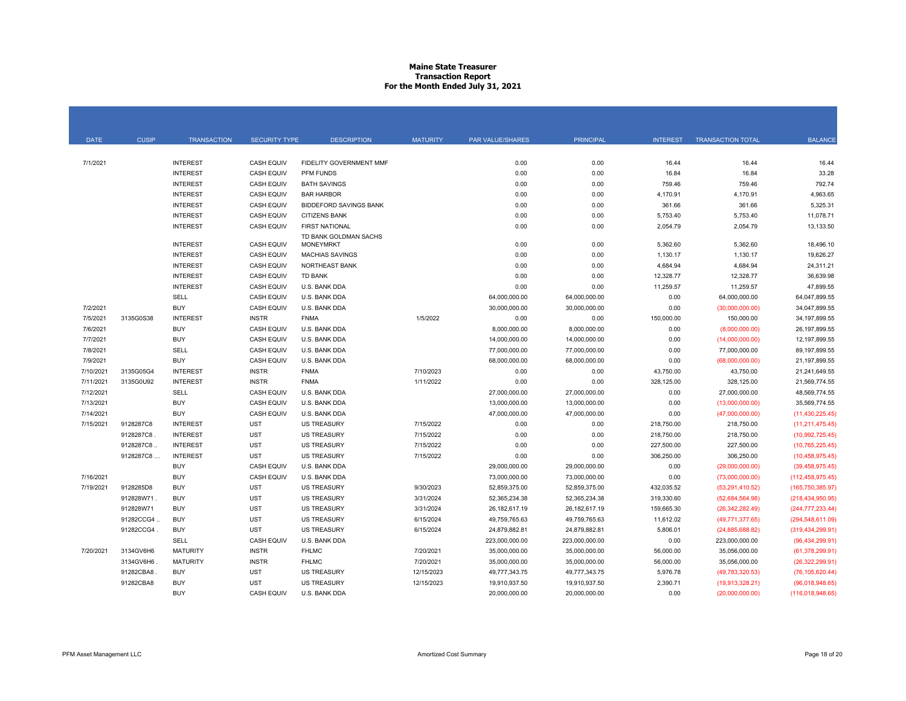# Maine State Treasurer
## Transaction Report
### For the Month Ended July 31, 2021

| DATE | CUSIP | TRANSACTION | SECURITY TYPE | DESCRIPTION | MATURITY | PAR VALUE/SHARES | PRINCIPAL | INTEREST | TRANSACTION TOTAL | BALANCE |
|---|---|---|---|---|---|---|---|---|---|---|
| 7/1/2021 | | INTEREST | CASH EQUIV | FIDELITY GOVERNMENT MMF | | 0.00 | 0.00 | 16.44 | 16.44 | 16.44 |
| | | INTEREST | CASH EQUIV | PFM FUNDS | | 0.00 | 0.00 | 16.84 | 16.84 | 33.28 |
| | | INTEREST | CASH EQUIV | BATH SAVINGS | | 0.00 | 0.00 | 759.46 | 759.46 | 792.74 |
| | | INTEREST | CASH EQUIV | BAR HARBOR | | 0.00 | 0.00 | 4,170.91 | 4,170.91 | 4,963.65 |
| | | INTEREST | CASH EQUIV | BIDDEFORD SAVINGS BANK | | 0.00 | 0.00 | 361.66 | 361.66 | 5,325.31 |
| | | INTEREST | CASH EQUIV | CITIZENS BANK | | 0.00 | 0.00 | 5,753.40 | 5,753.40 | 11,078.71 |
| | | INTEREST | CASH EQUIV | FIRST NATIONAL | | 0.00 | 0.00 | 2,054.79 | 2,054.79 | 13,133.50 |
| | | INTEREST | CASH EQUIV | TD BANK GOLDMAN SACHS MONEYMRKT | | 0.00 | 0.00 | 5,362.60 | 5,362.60 | 18,496.10 |
| | | INTEREST | CASH EQUIV | MACHIAS SAVINGS | | 0.00 | 0.00 | 1,130.17 | 1,130.17 | 19,626.27 |
| | | INTEREST | CASH EQUIV | NORTHEAST BANK | | 0.00 | 0.00 | 4,684.94 | 4,684.94 | 24,311.21 |
| | | INTEREST | CASH EQUIV | TD BANK | | 0.00 | 0.00 | 12,328.77 | 12,328.77 | 36,639.98 |
| | | INTEREST | CASH EQUIV | U.S. BANK DDA | | 0.00 | 0.00 | 11,259.57 | 11,259.57 | 47,899.55 |
| | | SELL | CASH EQUIV | U.S. BANK DDA | | 64,000,000.00 | 64,000,000.00 | 0.00 | 64,000,000.00 | 64,047,899.55 |
| 7/2/2021 | | BUY | CASH EQUIV | U.S. BANK DDA | | 30,000,000.00 | 30,000,000.00 | 0.00 | (30,000,000.00) | 34,047,899.55 |
| 7/5/2021 | 3135G0S38 | INTEREST | INSTR | FNMA | 1/5/2022 | 0.00 | 0.00 | 150,000.00 | 150,000.00 | 34,197,899.55 |
| 7/6/2021 | | BUY | CASH EQUIV | U.S. BANK DDA | | 8,000,000.00 | 8,000,000.00 | 0.00 | (8,000,000.00) | 26,197,899.55 |
| 7/7/2021 | | BUY | CASH EQUIV | U.S. BANK DDA | | 14,000,000.00 | 14,000,000.00 | 0.00 | (14,000,000.00) | 12,197,899.55 |
| 7/8/2021 | | SELL | CASH EQUIV | U.S. BANK DDA | | 77,000,000.00 | 77,000,000.00 | 0.00 | 77,000,000.00 | 89,197,899.55 |
| 7/9/2021 | | BUY | CASH EQUIV | U.S. BANK DDA | | 68,000,000.00 | 68,000,000.00 | 0.00 | (68,000,000.00) | 21,197,899.55 |
| 7/10/2021 | 3135G05G4 | INTEREST | INSTR | FNMA | 7/10/2023 | 0.00 | 0.00 | 43,750.00 | 43,750.00 | 21,241,649.55 |
| 7/11/2021 | 3135G0U92 | INTEREST | INSTR | FNMA | 1/11/2022 | 0.00 | 0.00 | 328,125.00 | 328,125.00 | 21,569,774.55 |
| 7/12/2021 | | SELL | CASH EQUIV | U.S. BANK DDA | | 27,000,000.00 | 27,000,000.00 | 0.00 | 27,000,000.00 | 48,569,774.55 |
| 7/13/2021 | | BUY | CASH EQUIV | U.S. BANK DDA | | 13,000,000.00 | 13,000,000.00 | 0.00 | (13,000,000.00) | 35,569,774.55 |
| 7/14/2021 | | BUY | CASH EQUIV | U.S. BANK DDA | | 47,000,000.00 | 47,000,000.00 | 0.00 | (47,000,000.00) | (11,430,225.45) |
| 7/15/2021 | 9128287C8 | INTEREST | UST | US TREASURY | 7/15/2022 | 0.00 | 0.00 | 218,750.00 | 218,750.00 | (11,211,475.45) |
| | 9128287C8 . | INTEREST | UST | US TREASURY | 7/15/2022 | 0.00 | 0.00 | 218,750.00 | 218,750.00 | (10,992,725.45) |
| | 9128287C8 .. | INTEREST | UST | US TREASURY | 7/15/2022 | 0.00 | 0.00 | 227,500.00 | 227,500.00 | (10,765,225.45) |
| | 9128287C8 ... | INTEREST | UST | US TREASURY | 7/15/2022 | 0.00 | 0.00 | 306,250.00 | 306,250.00 | (10,458,975.45) |
| | | BUY | CASH EQUIV | U.S. BANK DDA | | 29,000,000.00 | 29,000,000.00 | 0.00 | (29,000,000.00) | (39,458,975.45) |
| 7/16/2021 | | BUY | CASH EQUIV | U.S. BANK DDA | | 73,000,000.00 | 73,000,000.00 | 0.00 | (73,000,000.00) | (112,458,975.45) |
| 7/19/2021 | 9128285D8 | BUY | UST | US TREASURY | 9/30/2023 | 52,859,375.00 | 52,859,375.00 | 432,035.52 | (53,291,410.52) | (165,750,385.97) |
| | 912828W71 . | BUY | UST | US TREASURY | 3/31/2024 | 52,365,234.38 | 52,365,234.38 | 319,330.60 | (52,684,564.98) | (218,434,950.95) |
| | 912828W71 | BUY | UST | US TREASURY | 3/31/2024 | 26,182,617.19 | 26,182,617.19 | 159,665.30 | (26,342,282.49) | (244,777,233.44) |
| | 91282CCG4 .. | BUY | UST | US TREASURY | 6/15/2024 | 49,759,765.63 | 49,759,765.63 | 11,612.02 | (49,771,377.65) | (294,548,611.09) |
| | 91282CCG4 . | BUY | UST | US TREASURY | 6/15/2024 | 24,879,882.81 | 24,879,882.81 | 5,806.01 | (24,885,688.82) | (319,434,299.91) |
| | | SELL | CASH EQUIV | U.S. BANK DDA | | 223,000,000.00 | 223,000,000.00 | 0.00 | 223,000,000.00 | (96,434,299.91) |
| 7/20/2021 | 3134GV6H6 | MATURITY | INSTR | FHLMC | 7/20/2021 | 35,000,000.00 | 35,000,000.00 | 56,000.00 | 35,056,000.00 | (61,378,299.91) |
| | 3134GV6H6 . | MATURITY | INSTR | FHLMC | 7/20/2021 | 35,000,000.00 | 35,000,000.00 | 56,000.00 | 35,056,000.00 | (26,322,299.91) |
| | 91282CBA8 . | BUY | UST | US TREASURY | 12/15/2023 | 49,777,343.75 | 49,777,343.75 | 5,976.78 | (49,783,320.53) | (76,105,620.44) |
| | 91282CBA8 | BUY | UST | US TREASURY | 12/15/2023 | 19,910,937.50 | 19,910,937.50 | 2,390.71 | (19,913,328.21) | (96,018,948.65) |
| | | BUY | CASH EQUIV | U.S. BANK DDA | | 20,000,000.00 | 20,000,000.00 | 0.00 | (20,000,000.00) | (116,018,948.65) |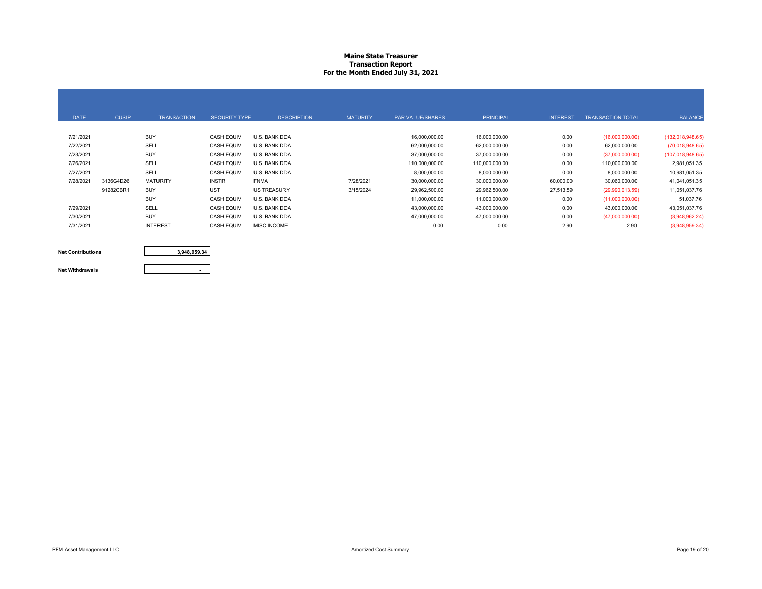# Maine State Treasurer
## Transaction Report
## For the Month Ended July 31, 2021

| DATE | CUSIP | TRANSACTION | SECURITY TYPE | DESCRIPTION | MATURITY | PAR VALUE/SHARES | PRINCIPAL | INTEREST | TRANSACTION TOTAL | BALANCE |
|---|---|---|---|---|---|---|---|---|---|---|
| 7/21/2021 | | BUY | CASH EQUIV | U.S. BANK DDA | | 16,000,000.00 | 16,000,000.00 | 0.00 | (16,000,000.00) | (132,018,948.65) |
| 7/22/2021 | | SELL | CASH EQUIV | U.S. BANK DDA | | 62,000,000.00 | 62,000,000.00 | 0.00 | 62,000,000.00 | (70,018,948.65) |
| 7/23/2021 | | BUY | CASH EQUIV | U.S. BANK DDA | | 37,000,000.00 | 37,000,000.00 | 0.00 | (37,000,000.00) | (107,018,948.65) |
| 7/26/2021 | | SELL | CASH EQUIV | U.S. BANK DDA | | 110,000,000.00 | 110,000,000.00 | 0.00 | 110,000,000.00 | 2,981,051.35 |
| 7/27/2021 | | SELL | CASH EQUIV | U.S. BANK DDA | | 8,000,000.00 | 8,000,000.00 | 0.00 | 8,000,000.00 | 10,981,051.35 |
| 7/28/2021 | 3136G4D26 | MATURITY | INSTR | FNMA | 7/28/2021 | 30,000,000.00 | 30,000,000.00 | 60,000.00 | 30,060,000.00 | 41,041,051.35 |
| | 91282CBR1 | BUY | UST | US TREASURY | 3/15/2024 | 29,962,500.00 | 29,962,500.00 | 27,513.59 | (29,990,013.59) | 11,051,037.76 |
| | | BUY | CASH EQUIV | U.S. BANK DDA | | 11,000,000.00 | 11,000,000.00 | 0.00 | (11,000,000.00) | 51,037.76 |
| 7/29/2021 | | SELL | CASH EQUIV | U.S. BANK DDA | | 43,000,000.00 | 43,000,000.00 | 0.00 | 43,000,000.00 | 43,051,037.76 |
| 7/30/2021 | | BUY | CASH EQUIV | U.S. BANK DDA | | 47,000,000.00 | 47,000,000.00 | 0.00 | (47,000,000.00) | (3,948,962.24) |
| 7/31/2021 | | INTEREST | CASH EQUIV | MISC INCOME | | 0.00 | 0.00 | 2.90 | 2.90 | (3,948,959.34) |

| | |
|---|---|
| **Net Contributions** | **3,948,959.34** |
| **Net Withdrawals** | **-** |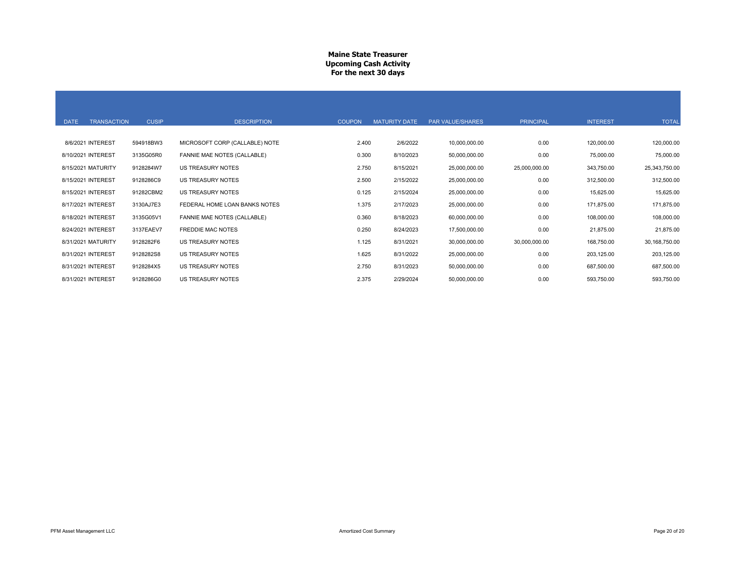# Maine State Treasurer
## Upcoming Cash Activity
### For the next 30 days

| DATE | TRANSACTION | CUSIP | DESCRIPTION | COUPON | MATURITY DATE | PAR VALUE/SHARES | PRINCIPAL | INTEREST | TOTAL |
|---|---|---|---|---|---|---|---|---|---|
| 8/6/2021 | INTEREST | 594918BW3 | MICROSOFT CORP (CALLABLE) NOTE | 2.400 | 2/6/2022 | 10,000,000.00 | 0.00 | 120,000.00 | 120,000.00 |
| 8/10/2021 | INTEREST | 3135G05R0 | FANNIE MAE NOTES (CALLABLE) | 0.300 | 8/10/2023 | 50,000,000.00 | 0.00 | 75,000.00 | 75,000.00 |
| 8/15/2021 | MATURITY | 9128284W7 | US TREASURY NOTES | 2.750 | 8/15/2021 | 25,000,000.00 | 25,000,000.00 | 343,750.00 | 25,343,750.00 |
| 8/15/2021 | INTEREST | 9128286C9 | US TREASURY NOTES | 2.500 | 2/15/2022 | 25,000,000.00 | 0.00 | 312,500.00 | 312,500.00 |
| 8/15/2021 | INTEREST | 91282CBM2 | US TREASURY NOTES | 0.125 | 2/15/2024 | 25,000,000.00 | 0.00 | 15,625.00 | 15,625.00 |
| 8/17/2021 | INTEREST | 3130AJ7E3 | FEDERAL HOME LOAN BANKS NOTES | 1.375 | 2/17/2023 | 25,000,000.00 | 0.00 | 171,875.00 | 171,875.00 |
| 8/18/2021 | INTEREST | 3135G05V1 | FANNIE MAE NOTES (CALLABLE) | 0.360 | 8/18/2023 | 60,000,000.00 | 0.00 | 108,000.00 | 108,000.00 |
| 8/24/2021 | INTEREST | 3137EAEV7 | FREDDIE MAC NOTES | 0.250 | 8/24/2023 | 17,500,000.00 | 0.00 | 21,875.00 | 21,875.00 |
| 8/31/2021 | MATURITY | 9128282F6 | US TREASURY NOTES | 1.125 | 8/31/2021 | 30,000,000.00 | 30,000,000.00 | 168,750.00 | 30,168,750.00 |
| 8/31/2021 | INTEREST | 9128282S8 | US TREASURY NOTES | 1.625 | 8/31/2022 | 25,000,000.00 | 0.00 | 203,125.00 | 203,125.00 |
| 8/31/2021 | INTEREST | 9128284X5 | US TREASURY NOTES | 2.750 | 8/31/2023 | 50,000,000.00 | 0.00 | 687,500.00 | 687,500.00 |
| 8/31/2021 | INTEREST | 9128286G0 | US TREASURY NOTES | 2.375 | 2/29/2024 | 50,000,000.00 | 0.00 | 593,750.00 | 593,750.00 |

PFM Asset Management LLC

Amortized Cost Summary